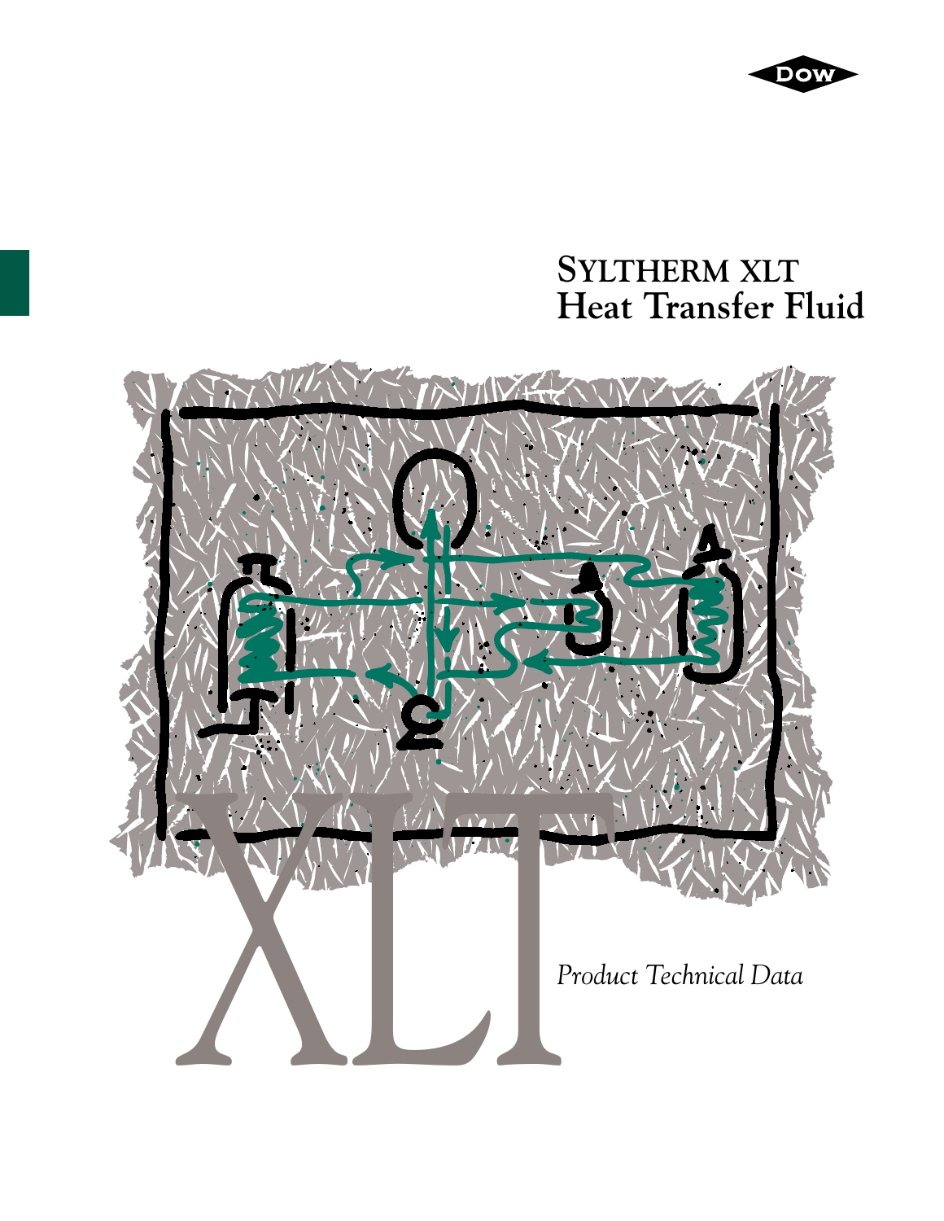DOW

# SYLTHERM XLT
# Heat Transfer Fluid

XLT

*Product Technical Data*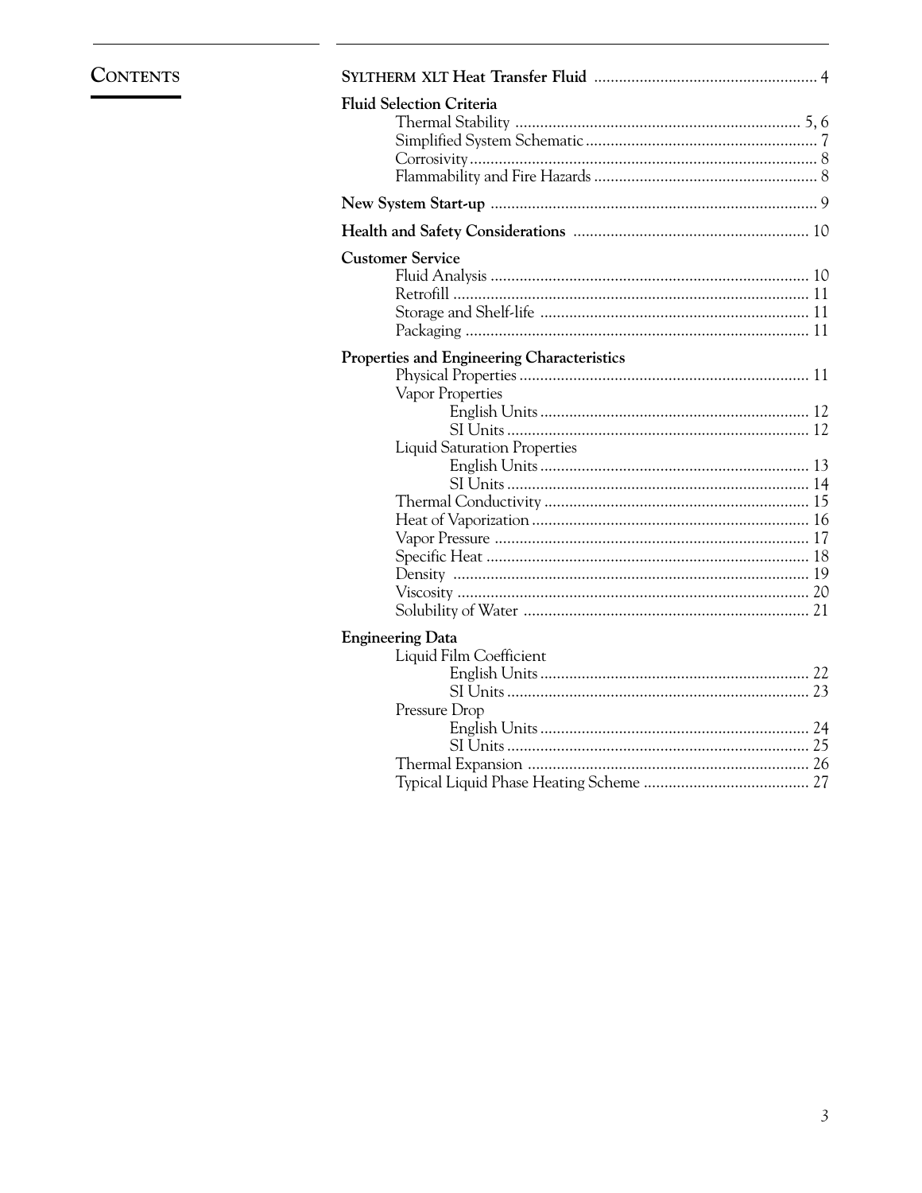# Contents

**SYLTHERM XLT Heat Transfer Fluid** .......................................................... 4

**Fluid Selection Criteria**

- Thermal Stability ..................................................................... 5, 6
- Simplified System Schematic ........................................................ 7
- Corrosivity ................................................................................... 8
- Flammability and Fire Hazards ...................................................... 8

**New System Start-up** ............................................................................. 9

**Health and Safety Considerations** ......................................................... 10

**Customer Service**

- Fluid Analysis ............................................................................. 10
- Retrofill ...................................................................................... 11
- Storage and Shelf-life ................................................................. 11
- Packaging ................................................................................... 11

**Properties and Engineering Characteristics**

- Physical Properties ...................................................................... 11
- Vapor Properties
  - English Units ................................................................. 12
  - SI Units ......................................................................... 12
- Liquid Saturation Properties
  - English Units ................................................................. 13
  - SI Units ......................................................................... 14
- Thermal Conductivity ................................................................ 15
- Heat of Vaporization .................................................................. 16
- Vapor Pressure ............................................................................ 17
- Specific Heat .............................................................................. 18
- Density ...................................................................................... 19
- Viscosity .................................................................................... 20
- Solubility of Water ..................................................................... 21

**Engineering Data**

- Liquid Film Coefficient
  - English Units ................................................................. 22
  - SI Units ......................................................................... 23
- Pressure Drop
  - English Units ................................................................. 24
  - SI Units ......................................................................... 25
- Thermal Expansion .................................................................... 26
- Typical Liquid Phase Heating Scheme ........................................ 27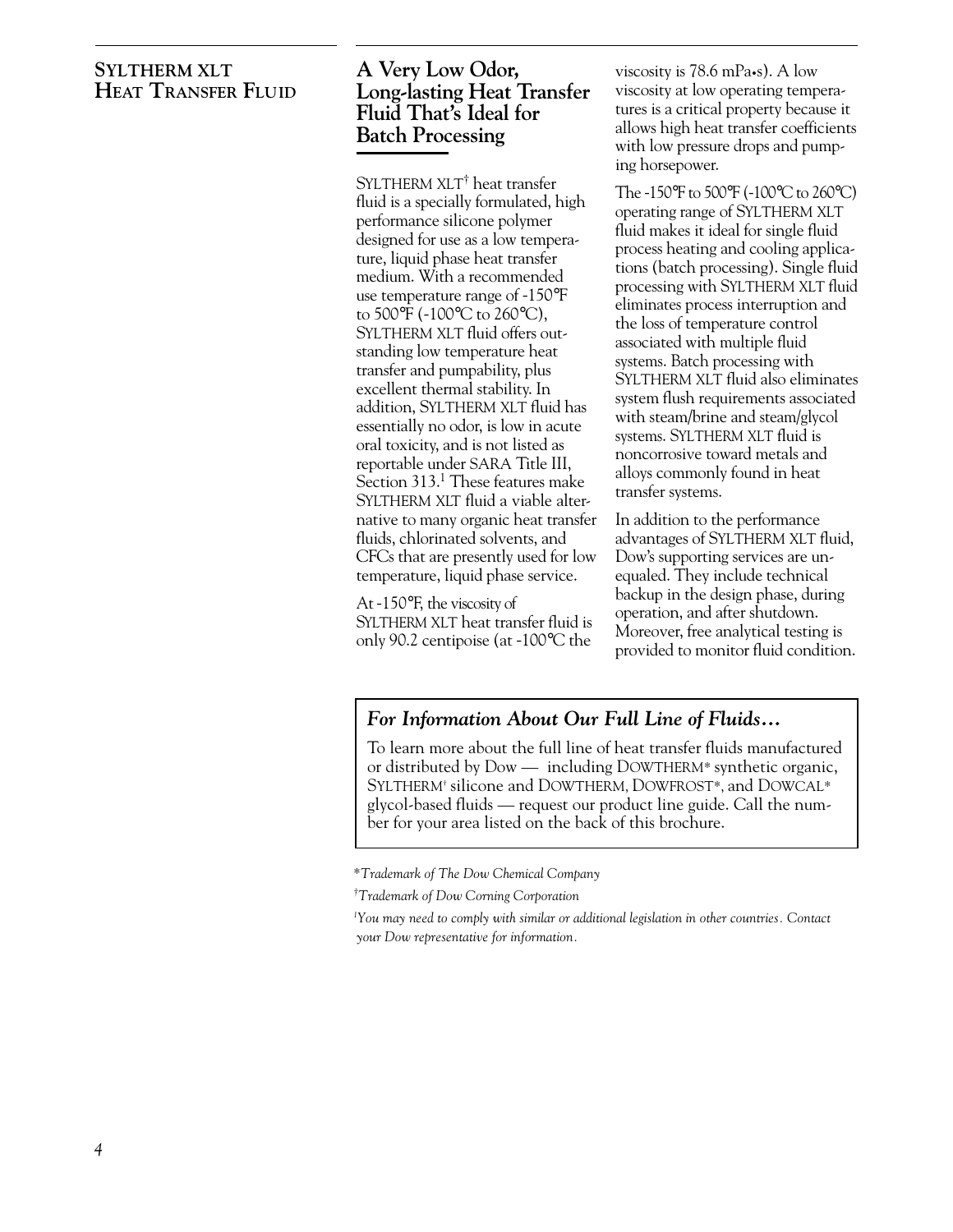# SYLTHERM XLT Heat Transfer Fluid

## A Very Low Odor, Long-lasting Heat Transfer Fluid That's Ideal for Batch Processing

SYLTHERM XLT† heat transfer fluid is a specially formulated, high performance silicone polymer designed for use as a low temperature, liquid phase heat transfer medium. With a recommended use temperature range of -150°F to 500°F (-100°C to 260°C), SYLTHERM XLT fluid offers outstanding low temperature heat transfer and pumpability, plus excellent thermal stability. In addition, SYLTHERM XLT fluid has essentially no odor, is low in acute oral toxicity, and is not listed as reportable under SARA Title III, Section 313.[1] These features make SYLTHERM XLT fluid a viable alternative to many organic heat transfer fluids, chlorinated solvents, and CFCs that are presently used for low temperature, liquid phase service.

At -150°F, the viscosity of SYLTHERM XLT heat transfer fluid is only 90.2 centipoise (at -100°C the viscosity is 78.6 mPa•s). A low viscosity at low operating temperatures is a critical property because it allows high heat transfer coefficients with low pressure drops and pumping horsepower.

The -150°F to 500°F (-100°C to 260°C) operating range of SYLTHERM XLT fluid makes it ideal for single fluid process heating and cooling applications (batch processing). Single fluid processing with SYLTHERM XLT fluid eliminates process interruption and the loss of temperature control associated with multiple fluid systems. Batch processing with SYLTHERM XLT fluid also eliminates system flush requirements associated with steam/brine and steam/glycol systems. SYLTHERM XLT fluid is noncorrosive toward metals and alloys commonly found in heat transfer systems.

In addition to the performance advantages of SYLTHERM XLT fluid, Dow's supporting services are unequaled. They include technical backup in the design phase, during operation, and after shutdown. Moreover, free analytical testing is provided to monitor fluid condition.

### *For Information About Our Full Line of Fluids…*

To learn more about the full line of heat transfer fluids manufactured or distributed by Dow — including DOWTHERM* synthetic organic, SYLTHERM† silicone and DOWTHERM, DOWFROST*, and DOWCAL* glycol-based fluids — request our product line guide. Call the number for your area listed on the back of this brochure.

*\*Trademark of The Dow Chemical Company*

*†Trademark of Dow Corning Corporation*

*[1]You may need to comply with similar or additional legislation in other countries. Contact your Dow representative for information.*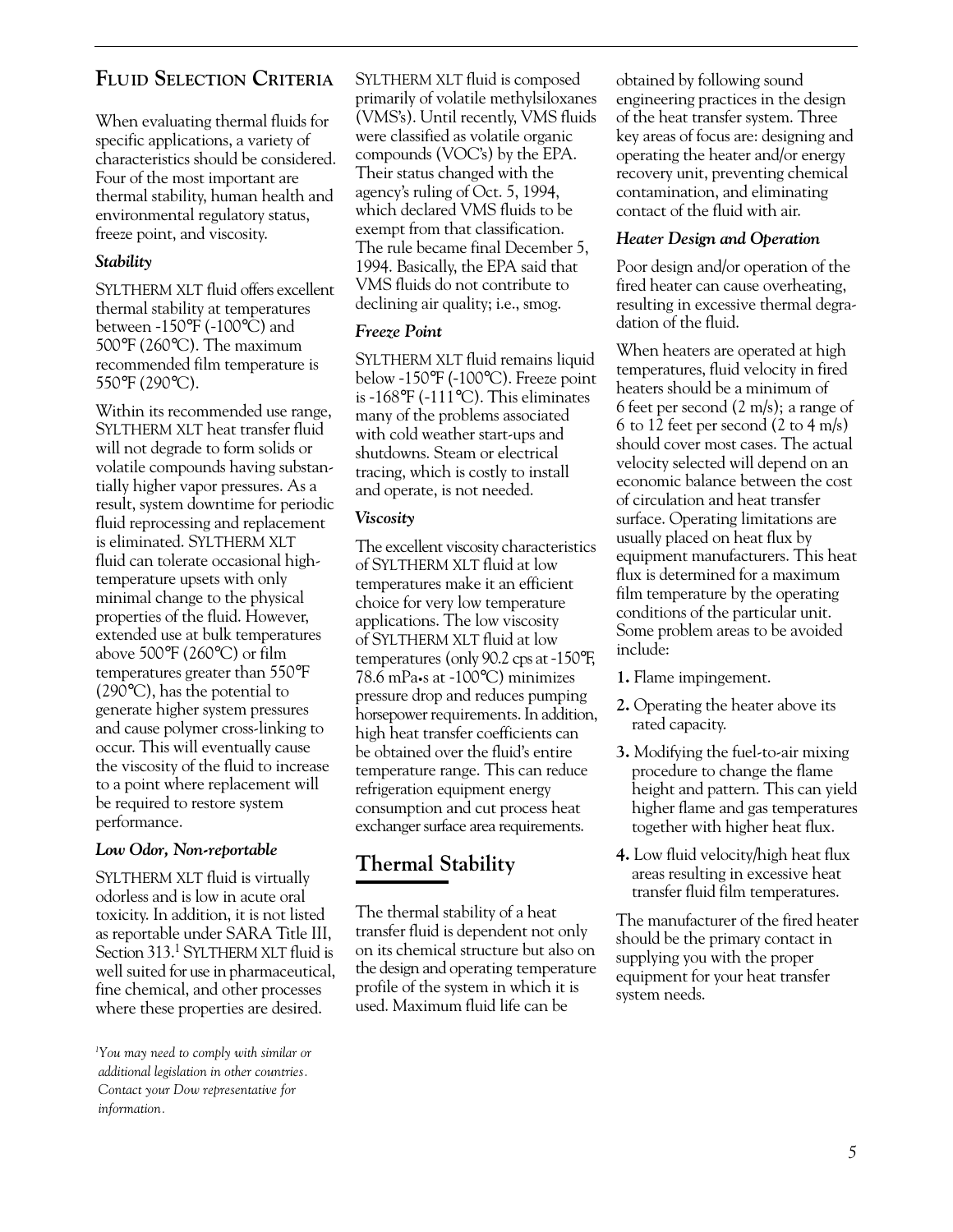## Fluid Selection Criteria

When evaluating thermal fluids for specific applications, a variety of characteristics should be considered. Four of the most important are thermal stability, human health and environmental regulatory status, freeze point, and viscosity.

### *Stability*

SYLTHERM XLT fluid offers excellent thermal stability at temperatures between -150°F (-100°C) and 500°F (260°C). The maximum recommended film temperature is 550°F (290°C).

Within its recommended use range, SYLTHERM XLT heat transfer fluid will not degrade to form solids or volatile compounds having substantially higher vapor pressures. As a result, system downtime for periodic fluid reprocessing and replacement is eliminated. SYLTHERM XLT fluid can tolerate occasional high-temperature upsets with only minimal change to the physical properties of the fluid. However, extended use at bulk temperatures above 500°F (260°C) or film temperatures greater than 550°F (290°C), has the potential to generate higher system pressures and cause polymer cross-linking to occur. This will eventually cause the viscosity of the fluid to increase to a point where replacement will be required to restore system performance.

### *Low Odor, Non-reportable*

SYLTHERM XLT fluid is virtually odorless and is low in acute oral toxicity. In addition, it is not listed as reportable under SARA Title III, Section 313.[1] SYLTHERM XLT fluid is well suited for use in pharmaceutical, fine chemical, and other processes where these properties are desired.

[1]*You may need to comply with similar or additional legislation in other countries. Contact your Dow representative for information.*

SYLTHERM XLT fluid is composed primarily of volatile methylsiloxanes (VMS's). Until recently, VMS fluids were classified as volatile organic compounds (VOC's) by the EPA. Their status changed with the agency's ruling of Oct. 5, 1994, which declared VMS fluids to be exempt from that classification. The rule became final December 5, 1994. Basically, the EPA said that VMS fluids do not contribute to declining air quality; i.e., smog.

### *Freeze Point*

SYLTHERM XLT fluid remains liquid below -150°F (-100°C). Freeze point is -168°F (-111°C). This eliminates many of the problems associated with cold weather start-ups and shutdowns. Steam or electrical tracing, which is costly to install and operate, is not needed.

### *Viscosity*

The excellent viscosity characteristics of SYLTHERM XLT fluid at low temperatures make it an efficient choice for very low temperature applications. The low viscosity of SYLTHERM XLT fluid at low temperatures (only 90.2 cps at -150°F, 78.6 mPa•s at -100°C) minimizes pressure drop and reduces pumping horsepower requirements. In addition, high heat transfer coefficients can be obtained over the fluid's entire temperature range. This can reduce refrigeration equipment energy consumption and cut process heat exchanger surface area requirements.

## Thermal Stability

The thermal stability of a heat transfer fluid is dependent not only on its chemical structure but also on the design and operating temperature profile of the system in which it is used. Maximum fluid life can be obtained by following sound engineering practices in the design of the heat transfer system. Three key areas of focus are: designing and operating the heater and/or energy recovery unit, preventing chemical contamination, and eliminating contact of the fluid with air.

### *Heater Design and Operation*

Poor design and/or operation of the fired heater can cause overheating, resulting in excessive thermal degradation of the fluid.

When heaters are operated at high temperatures, fluid velocity in fired heaters should be a minimum of 6 feet per second (2 m/s); a range of 6 to 12 feet per second (2 to 4 m/s) should cover most cases. The actual velocity selected will depend on an economic balance between the cost of circulation and heat transfer surface. Operating limitations are usually placed on heat flux by equipment manufacturers. This heat flux is determined for a maximum film temperature by the operating conditions of the particular unit. Some problem areas to be avoided include:

1. Flame impingement.
2. Operating the heater above its rated capacity.
3. Modifying the fuel-to-air mixing procedure to change the flame height and pattern. This can yield higher flame and gas temperatures together with higher heat flux.
4. Low fluid velocity/high heat flux areas resulting in excessive heat transfer fluid film temperatures.

The manufacturer of the fired heater should be the primary contact in supplying you with the proper equipment for your heat transfer system needs.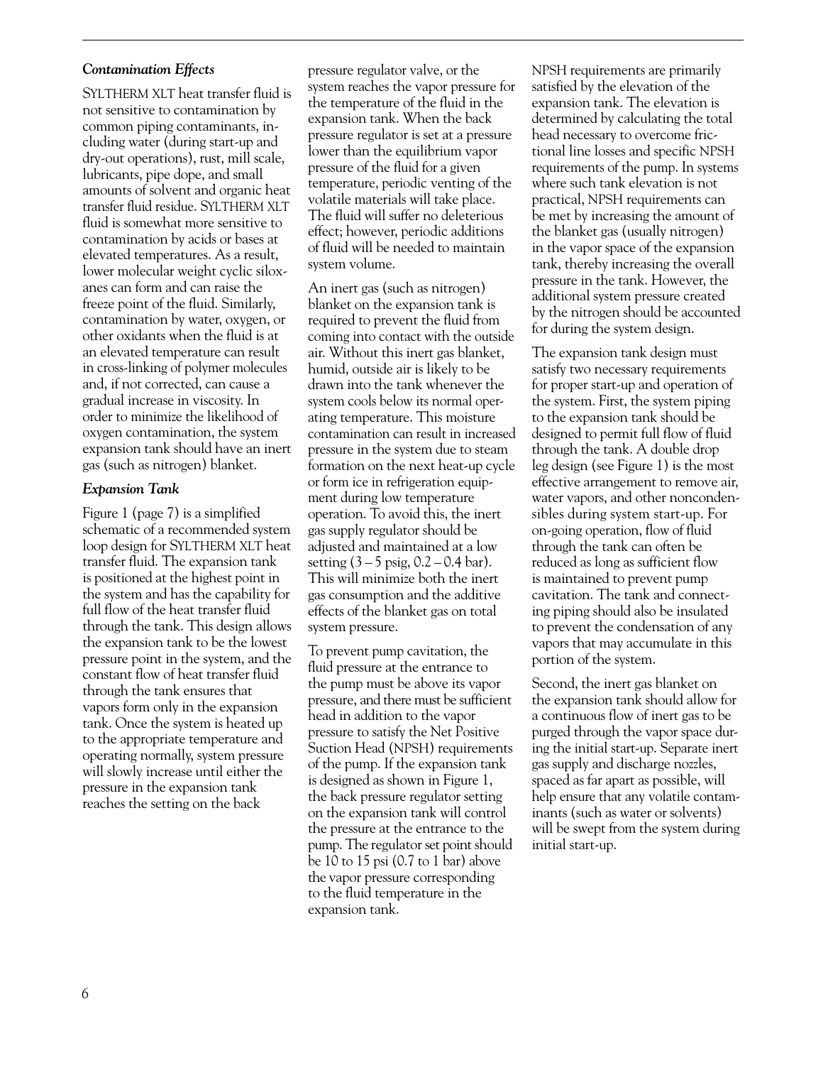### *Contamination Effects*

SYLTHERM XLT heat transfer fluid is not sensitive to contamination by common piping contaminants, including water (during start-up and dry-out operations), rust, mill scale, lubricants, pipe dope, and small amounts of solvent and organic heat transfer fluid residue. SYLTHERM XLT fluid is somewhat more sensitive to contamination by acids or bases at elevated temperatures. As a result, lower molecular weight cyclic siloxanes can form and can raise the freeze point of the fluid. Similarly, contamination by water, oxygen, or other oxidants when the fluid is at an elevated temperature can result in cross-linking of polymer molecules and, if not corrected, can cause a gradual increase in viscosity. In order to minimize the likelihood of oxygen contamination, the system expansion tank should have an inert gas (such as nitrogen) blanket.

### *Expansion Tank*

Figure 1 (page 7) is a simplified schematic of a recommended system loop design for SYLTHERM XLT heat transfer fluid. The expansion tank is positioned at the highest point in the system and has the capability for full flow of the heat transfer fluid through the tank. This design allows the expansion tank to be the lowest pressure point in the system, and the constant flow of heat transfer fluid through the tank ensures that vapors form only in the expansion tank. Once the system is heated up to the appropriate temperature and operating normally, system pressure will slowly increase until either the pressure in the expansion tank reaches the setting on the back pressure regulator valve, or the system reaches the vapor pressure for the temperature of the fluid in the expansion tank. When the back pressure regulator is set at a pressure lower than the equilibrium vapor pressure of the fluid for a given temperature, periodic venting of the volatile materials will take place. The fluid will suffer no deleterious effect; however, periodic additions of fluid will be needed to maintain system volume.

An inert gas (such as nitrogen) blanket on the expansion tank is required to prevent the fluid from coming into contact with the outside air. Without this inert gas blanket, humid, outside air is likely to be drawn into the tank whenever the system cools below its normal operating temperature. This moisture contamination can result in increased pressure in the system due to steam formation on the next heat-up cycle or form ice in refrigeration equipment during low temperature operation. To avoid this, the inert gas supply regulator should be adjusted and maintained at a low setting (3 – 5 psig, 0.2 – 0.4 bar). This will minimize both the inert gas consumption and the additive effects of the blanket gas on total system pressure.

To prevent pump cavitation, the fluid pressure at the entrance to the pump must be above its vapor pressure, and there must be sufficient head in addition to the vapor pressure to satisfy the Net Positive Suction Head (NPSH) requirements of the pump. If the expansion tank is designed as shown in Figure 1, the back pressure regulator setting on the expansion tank will control the pressure at the entrance to the pump. The regulator set point should be 10 to 15 psi (0.7 to 1 bar) above the vapor pressure corresponding to the fluid temperature in the expansion tank.

NPSH requirements are primarily satisfied by the elevation of the expansion tank. The elevation is determined by calculating the total head necessary to overcome frictional line losses and specific NPSH requirements of the pump. In systems where such tank elevation is not practical, NPSH requirements can be met by increasing the amount of the blanket gas (usually nitrogen) in the vapor space of the expansion tank, thereby increasing the overall pressure in the tank. However, the additional system pressure created by the nitrogen should be accounted for during the system design.

The expansion tank design must satisfy two necessary requirements for proper start-up and operation of the system. First, the system piping to the expansion tank should be designed to permit full flow of fluid through the tank. A double drop leg design (see Figure 1) is the most effective arrangement to remove air, water vapors, and other noncondensibles during system start-up. For on-going operation, flow of fluid through the tank can often be reduced as long as sufficient flow is maintained to prevent pump cavitation. The tank and connecting piping should also be insulated to prevent the condensation of any vapors that may accumulate in this portion of the system.

Second, the inert gas blanket on the expansion tank should allow for a continuous flow of inert gas to be purged through the vapor space during the initial start-up. Separate inert gas supply and discharge nozzles, spaced as far apart as possible, will help ensure that any volatile contaminants (such as water or solvents) will be swept from the system during initial start-up.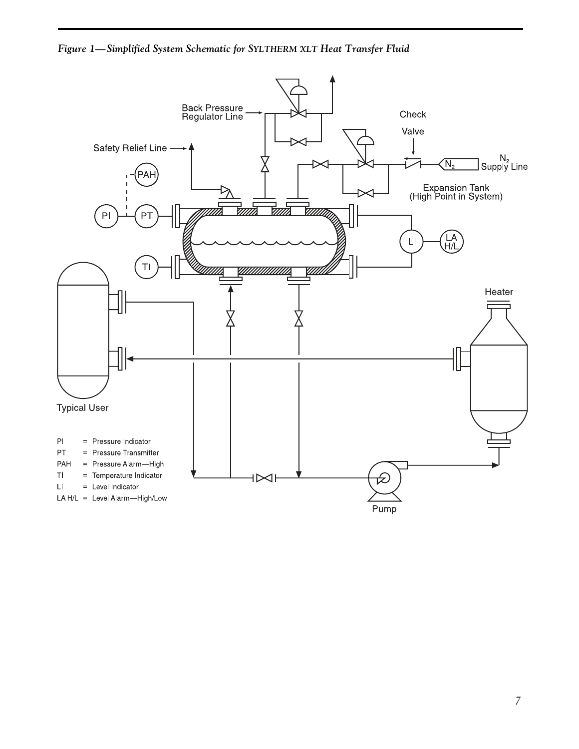*Figure 1—Simplified System Schematic for SYLTHERM XLT Heat Transfer Fluid*

Back Pressure Regulator Line

Check Valve

Safety Relief Line

$N_2$

$N_2$ Supply Line

PAH

PI

PT

Expansion Tank (High Point in System)

LI

LA H/L

TI

Heater

Typical User

PI = Pressure Indicator
PT = Pressure Transmitter
PAH = Pressure Alarm—High
TI = Temperature Indicator
LI = Level Indicator
LA H/L = Level Alarm—High/Low

Pump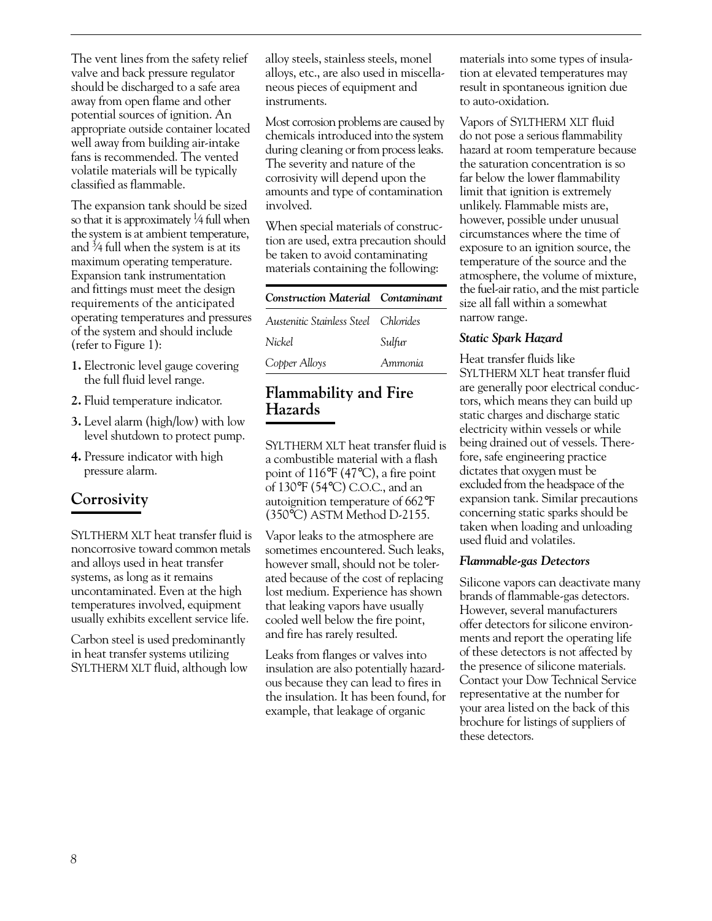The vent lines from the safety relief valve and back pressure regulator should be discharged to a safe area away from open flame and other potential sources of ignition. An appropriate outside container located well away from building air-intake fans is recommended. The vented volatile materials will be typically classified as flammable.

The expansion tank should be sized so that it is approximately ¼ full when the system is at ambient temperature, and ¾ full when the system is at its maximum operating temperature. Expansion tank instrumentation and fittings must meet the design requirements of the anticipated operating temperatures and pressures of the system and should include (refer to Figure 1):

1. Electronic level gauge covering the full fluid level range.
2. Fluid temperature indicator.
3. Level alarm (high/low) with low level shutdown to protect pump.
4. Pressure indicator with high pressure alarm.

## Corrosivity

SYLTHERM XLT heat transfer fluid is noncorrosive toward common metals and alloys used in heat transfer systems, as long as it remains uncontaminated. Even at the high temperatures involved, equipment usually exhibits excellent service life.

Carbon steel is used predominantly in heat transfer systems utilizing SYLTHERM XLT fluid, although low alloy steels, stainless steels, monel alloys, etc., are also used in miscellaneous pieces of equipment and instruments.

Most corrosion problems are caused by chemicals introduced into the system during cleaning or from process leaks. The severity and nature of the corrosivity will depend upon the amounts and type of contamination involved.

When special materials of construction are used, extra precaution should be taken to avoid contaminating materials containing the following:

| *Construction Material* | *Contaminant* |
|---|---|
| *Austenitic Stainless Steel* | *Chlorides* |
| *Nickel* | *Sulfur* |
| *Copper Alloys* | *Ammonia* |

## Flammability and Fire Hazards

SYLTHERM XLT heat transfer fluid is a combustible material with a flash point of 116°F (47°C), a fire point of 130°F (54°C) C.O.C., and an autoignition temperature of 662°F (350°C) ASTM Method D-2155.

Vapor leaks to the atmosphere are sometimes encountered. Such leaks, however small, should not be tolerated because of the cost of replacing lost medium. Experience has shown that leaking vapors have usually cooled well below the fire point, and fire has rarely resulted.

Leaks from flanges or valves into insulation are also potentially hazardous because they can lead to fires in the insulation. It has been found, for example, that leakage of organic materials into some types of insulation at elevated temperatures may result in spontaneous ignition due to auto-oxidation.

Vapors of SYLTHERM XLT fluid do not pose a serious flammability hazard at room temperature because the saturation concentration is so far below the lower flammability limit that ignition is extremely unlikely. Flammable mists are, however, possible under unusual circumstances where the time of exposure to an ignition source, the temperature of the source and the atmosphere, the volume of mixture, the fuel-air ratio, and the mist particle size all fall within a somewhat narrow range.

### *Static Spark Hazard*

Heat transfer fluids like SYLTHERM XLT heat transfer fluid are generally poor electrical conductors, which means they can build up static charges and discharge static electricity within vessels or while being drained out of vessels. Therefore, safe engineering practice dictates that oxygen must be excluded from the headspace of the expansion tank. Similar precautions concerning static sparks should be taken when loading and unloading used fluid and volatiles.

### *Flammable-gas Detectors*

Silicone vapors can deactivate many brands of flammable-gas detectors. However, several manufacturers offer detectors for silicone environments and report the operating life of these detectors is not affected by the presence of silicone materials. Contact your Dow Technical Service representative at the number for your area listed on the back of this brochure for listings of suppliers of these detectors.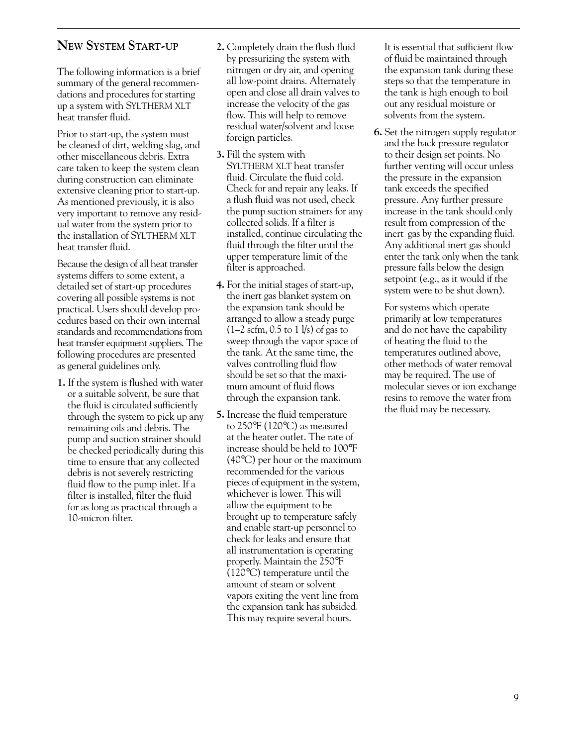## New System Start-up

The following information is a brief summary of the general recommendations and procedures for starting up a system with SYLTHERM XLT heat transfer fluid.

Prior to start-up, the system must be cleaned of dirt, welding slag, and other miscellaneous debris. Extra care taken to keep the system clean during construction can eliminate extensive cleaning prior to start-up. As mentioned previously, it is also very important to remove any residual water from the system prior to the installation of SYLTHERM XLT heat transfer fluid.

Because the design of all heat transfer systems differs to some extent, a detailed set of start-up procedures covering all possible systems is not practical. Users should develop procedures based on their own internal standards and recommendations from heat transfer equipment suppliers. The following procedures are presented as general guidelines only.

1. If the system is flushed with water or a suitable solvent, be sure that the fluid is circulated sufficiently through the system to pick up any remaining oils and debris. The pump and suction strainer should be checked periodically during this time to ensure that any collected debris is not severely restricting fluid flow to the pump inlet. If a filter is installed, filter the fluid for as long as practical through a 10-micron filter.
2. Completely drain the flush fluid by pressurizing the system with nitrogen or dry air, and opening all low-point drains. Alternately open and close all drain valves to increase the velocity of the gas flow. This will help to remove residual water/solvent and loose foreign particles.
3. Fill the system with SYLTHERM XLT heat transfer fluid. Circulate the fluid cold. Check for and repair any leaks. If a flush fluid was not used, check the pump suction strainers for any collected solids. If a filter is installed, continue circulating the fluid through the filter until the upper temperature limit of the filter is approached.
4. For the initial stages of start-up, the inert gas blanket system on the expansion tank should be arranged to allow a steady purge (1–2 scfm, 0.5 to 1 l/s) of gas to sweep through the vapor space of the tank. At the same time, the valves controlling fluid flow should be set so that the maximum amount of fluid flows through the expansion tank.
5. Increase the fluid temperature to 250°F (120°C) as measured at the heater outlet. The rate of increase should be held to 100°F (40°C) per hour or the maximum recommended for the various pieces of equipment in the system, whichever is lower. This will allow the equipment to be brought up to temperature safely and enable start-up personnel to check for leaks and ensure that all instrumentation is operating properly. Maintain the 250°F (120°C) temperature until the amount of steam or solvent vapors exiting the vent line from the expansion tank has subsided. This may require several hours.

   It is essential that sufficient flow of fluid be maintained through the expansion tank during these steps so that the temperature in the tank is high enough to boil out any residual moisture or solvents from the system.
6. Set the nitrogen supply regulator and the back pressure regulator to their design set points. No further venting will occur unless the pressure in the expansion tank exceeds the specified pressure. Any further pressure increase in the tank should only result from compression of the inert gas by the expanding fluid. Any additional inert gas should enter the tank only when the tank pressure falls below the design setpoint (e.g., as it would if the system were to be shut down).

   For systems which operate primarily at low temperatures and do not have the capability of heating the fluid to the temperatures outlined above, other methods of water removal may be required. The use of molecular sieves or ion exchange resins to remove the water from the fluid may be necessary.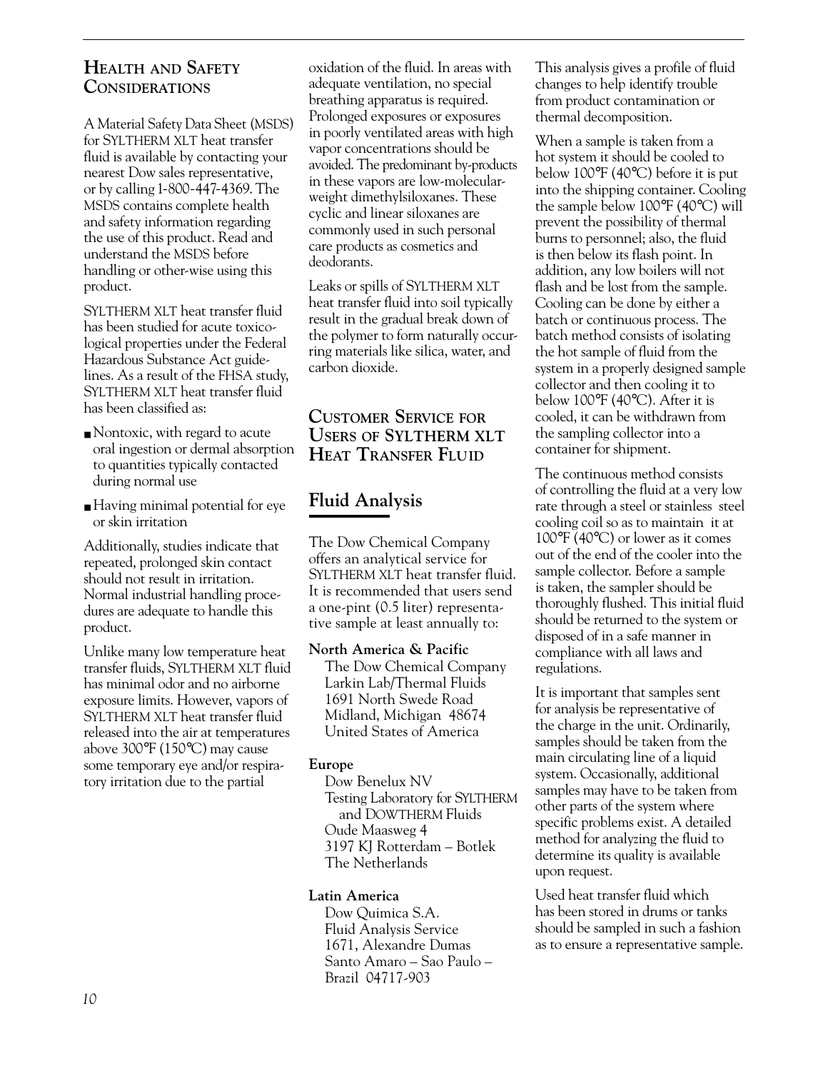## Health and Safety Considerations

A Material Safety Data Sheet (MSDS) for SYLTHERM XLT heat transfer fluid is available by contacting your nearest Dow sales representative, or by calling 1-800-447-4369. The MSDS contains complete health and safety information regarding the use of this product. Read and understand the MSDS before handling or other-wise using this product.

SYLTHERM XLT heat transfer fluid has been studied for acute toxicological properties under the Federal Hazardous Substance Act guidelines. As a result of the FHSA study, SYLTHERM XLT heat transfer fluid has been classified as:

- Nontoxic, with regard to acute oral ingestion or dermal absorption to quantities typically contacted during normal use
- Having minimal potential for eye or skin irritation

Additionally, studies indicate that repeated, prolonged skin contact should not result in irritation. Normal industrial handling procedures are adequate to handle this product.

Unlike many low temperature heat transfer fluids, SYLTHERM XLT fluid has minimal odor and no airborne exposure limits. However, vapors of SYLTHERM XLT heat transfer fluid released into the air at temperatures above 300°F (150°C) may cause some temporary eye and/or respiratory irritation due to the partial oxidation of the fluid. In areas with adequate ventilation, no special breathing apparatus is required. Prolonged exposures or exposures in poorly ventilated areas with high vapor concentrations should be avoided. The predominant by-products in these vapors are low-molecular-weight dimethylsiloxanes. These cyclic and linear siloxanes are commonly used in such personal care products as cosmetics and deodorants.

Leaks or spills of SYLTHERM XLT heat transfer fluid into soil typically result in the gradual break down of the polymer to form naturally occurring materials like silica, water, and carbon dioxide.

## Customer Service for Users of SYLTHERM XLT Heat Transfer Fluid

### Fluid Analysis

The Dow Chemical Company offers an analytical service for SYLTHERM XLT heat transfer fluid. It is recommended that users send a one-pint (0.5 liter) representative sample at least annually to:

**North America & Pacific**
The Dow Chemical Company
Larkin Lab/Thermal Fluids
1691 North Swede Road
Midland, Michigan 48674
United States of America

**Europe**
Dow Benelux NV
Testing Laboratory for SYLTHERM and DOWTHERM Fluids
Oude Maasweg 4
3197 KJ Rotterdam – Botlek
The Netherlands

**Latin America**
Dow Quimica S.A.
Fluid Analysis Service
1671, Alexandre Dumas
Santo Amaro – Sao Paulo – Brazil 04717-903

This analysis gives a profile of fluid changes to help identify trouble from product contamination or thermal decomposition.

When a sample is taken from a hot system it should be cooled to below 100°F (40°C) before it is put into the shipping container. Cooling the sample below 100°F (40°C) will prevent the possibility of thermal burns to personnel; also, the fluid is then below its flash point. In addition, any low boilers will not flash and be lost from the sample. Cooling can be done by either a batch or continuous process. The batch method consists of isolating the hot sample of fluid from the system in a properly designed sample collector and then cooling it to below 100°F (40°C). After it is cooled, it can be withdrawn from the sampling collector into a container for shipment.

The continuous method consists of controlling the fluid at a very low rate through a steel or stainless steel cooling coil so as to maintain it at 100°F (40°C) or lower as it comes out of the end of the cooler into the sample collector. Before a sample is taken, the sampler should be thoroughly flushed. This initial fluid should be returned to the system or disposed of in a safe manner in compliance with all laws and regulations.

It is important that samples sent for analysis be representative of the charge in the unit. Ordinarily, samples should be taken from the main circulating line of a liquid system. Occasionally, additional samples may have to be taken from other parts of the system where specific problems exist. A detailed method for analyzing the fluid to determine its quality is available upon request.

Used heat transfer fluid which has been stored in drums or tanks should be sampled in such a fashion as to ensure a representative sample.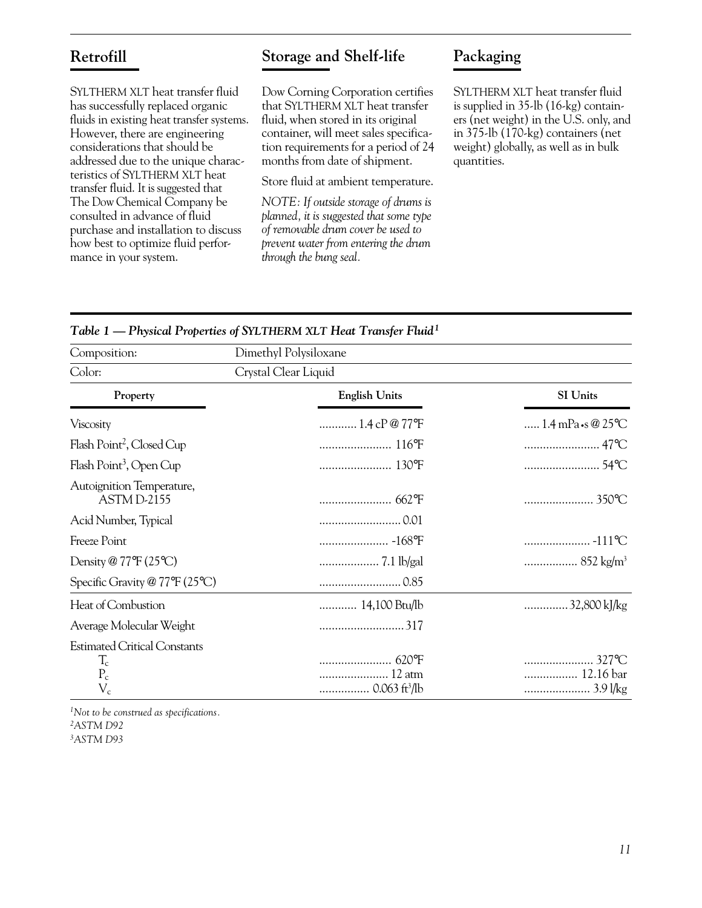## Retrofill

SYLTHERM XLT heat transfer fluid has successfully replaced organic fluids in existing heat transfer systems. However, there are engineering considerations that should be addressed due to the unique characteristics of SYLTHERM XLT heat transfer fluid. It is suggested that The Dow Chemical Company be consulted in advance of fluid purchase and installation to discuss how best to optimize fluid performance in your system.

## Storage and Shelf-life

Dow Corning Corporation certifies that SYLTHERM XLT heat transfer fluid, when stored in its original container, will meet sales specification requirements for a period of 24 months from date of shipment.

Store fluid at ambient temperature.

*NOTE: If outside storage of drums is planned, it is suggested that some type of removable drum cover be used to prevent water from entering the drum through the bung seal.*

## Packaging

SYLTHERM XLT heat transfer fluid is supplied in 35-lb (16-kg) containers (net weight) in the U.S. only, and in 375-lb (170-kg) containers (net weight) globally, as well as in bulk quantities.

***Table 1 — Physical Properties of SYLTHERM XLT Heat Transfer Fluid[1]***

| | | |
|---|---|---|
| Composition: | Dimethyl Polysiloxane | |
| Color: | Crystal Clear Liquid | |
| **Property** | **English Units** | **SI Units** |
| Viscosity | 1.4 cP @ 77°F | 1.4 mPa•s @ 25°C |
| Flash Point[2], Closed Cup | 116°F | 47°C |
| Flash Point[3], Open Cup | 130°F | 54°C |
| Autoignition Temperature, ASTM D-2155 | 662°F | 350°C |
| Acid Number, Typical | 0.01 | |
| Freeze Point | -168°F | -111°C |
| Density @ 77°F (25°C) | 7.1 lb/gal | 852 kg/m$^3$ |
| Specific Gravity @ 77°F (25°C) | 0.85 | |
| Heat of Combustion | 14,100 Btu/lb | 32,800 kJ/kg |
| Average Molecular Weight | 317 | |
| Estimated Critical Constants | | |
| $T_c$ | 620°F | 327°C |
| $P_c$ | 12 atm | 12.16 bar |
| $V_c$ | 0.063 ft$^3$/lb | 3.9 l/kg |

*[1]Not to be construed as specifications.*
*[2]ASTM D92*
*[3]ASTM D93*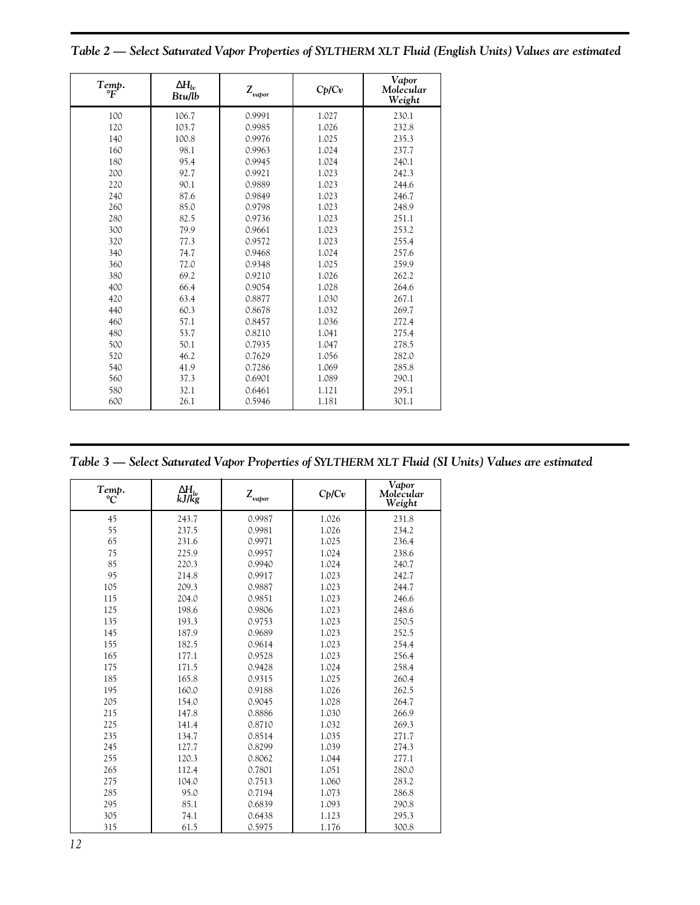*Table 2 — Select Saturated Vapor Properties of SYLTHERM XLT Fluid (English Units) Values are estimated*

| Temp. °F | $\Delta H_{lv}$ Btu/lb | $Z_{vapor}$ | Cp/Cv | Vapor Molecular Weight |
|---|---|---|---|---|
| 100 | 106.7 | 0.9991 | 1.027 | 230.1 |
| 120 | 103.7 | 0.9985 | 1.026 | 232.8 |
| 140 | 100.8 | 0.9976 | 1.025 | 235.3 |
| 160 | 98.1 | 0.9963 | 1.024 | 237.7 |
| 180 | 95.4 | 0.9945 | 1.024 | 240.1 |
| 200 | 92.7 | 0.9921 | 1.023 | 242.3 |
| 220 | 90.1 | 0.9889 | 1.023 | 244.6 |
| 240 | 87.6 | 0.9849 | 1.023 | 246.7 |
| 260 | 85.0 | 0.9798 | 1.023 | 248.9 |
| 280 | 82.5 | 0.9736 | 1.023 | 251.1 |
| 300 | 79.9 | 0.9661 | 1.023 | 253.2 |
| 320 | 77.3 | 0.9572 | 1.023 | 255.4 |
| 340 | 74.7 | 0.9468 | 1.024 | 257.6 |
| 360 | 72.0 | 0.9348 | 1.025 | 259.9 |
| 380 | 69.2 | 0.9210 | 1.026 | 262.2 |
| 400 | 66.4 | 0.9054 | 1.028 | 264.6 |
| 420 | 63.4 | 0.8877 | 1.030 | 267.1 |
| 440 | 60.3 | 0.8678 | 1.032 | 269.7 |
| 460 | 57.1 | 0.8457 | 1.036 | 272.4 |
| 480 | 53.7 | 0.8210 | 1.041 | 275.4 |
| 500 | 50.1 | 0.7935 | 1.047 | 278.5 |
| 520 | 46.2 | 0.7629 | 1.056 | 282.0 |
| 540 | 41.9 | 0.7286 | 1.069 | 285.8 |
| 560 | 37.3 | 0.6901 | 1.089 | 290.1 |
| 580 | 32.1 | 0.6461 | 1.121 | 295.1 |
| 600 | 26.1 | 0.5946 | 1.181 | 301.1 |

*Table 3 — Select Saturated Vapor Properties of SYLTHERM XLT Fluid (SI Units) Values are estimated*

| Temp. °C | $\Delta H_{lv}$ kJ/kg | $Z_{vapor}$ | Cp/Cv | Vapor Molecular Weight |
|---|---|---|---|---|
| 45 | 243.7 | 0.9987 | 1.026 | 231.8 |
| 55 | 237.5 | 0.9981 | 1.026 | 234.2 |
| 65 | 231.6 | 0.9971 | 1.025 | 236.4 |
| 75 | 225.9 | 0.9957 | 1.024 | 238.6 |
| 85 | 220.3 | 0.9940 | 1.024 | 240.7 |
| 95 | 214.8 | 0.9917 | 1.023 | 242.7 |
| 105 | 209.3 | 0.9887 | 1.023 | 244.7 |
| 115 | 204.0 | 0.9851 | 1.023 | 246.6 |
| 125 | 198.6 | 0.9806 | 1.023 | 248.6 |
| 135 | 193.3 | 0.9753 | 1.023 | 250.5 |
| 145 | 187.9 | 0.9689 | 1.023 | 252.5 |
| 155 | 182.5 | 0.9614 | 1.023 | 254.4 |
| 165 | 177.1 | 0.9528 | 1.023 | 256.4 |
| 175 | 171.5 | 0.9428 | 1.024 | 258.4 |
| 185 | 165.8 | 0.9315 | 1.025 | 260.4 |
| 195 | 160.0 | 0.9188 | 1.026 | 262.5 |
| 205 | 154.0 | 0.9045 | 1.028 | 264.7 |
| 215 | 147.8 | 0.8886 | 1.030 | 266.9 |
| 225 | 141.4 | 0.8710 | 1.032 | 269.3 |
| 235 | 134.7 | 0.8514 | 1.035 | 271.7 |
| 245 | 127.7 | 0.8299 | 1.039 | 274.3 |
| 255 | 120.3 | 0.8062 | 1.044 | 277.1 |
| 265 | 112.4 | 0.7801 | 1.051 | 280.0 |
| 275 | 104.0 | 0.7513 | 1.060 | 283.2 |
| 285 | 95.0 | 0.7194 | 1.073 | 286.8 |
| 295 | 85.1 | 0.6839 | 1.093 | 290.8 |
| 305 | 74.1 | 0.6438 | 1.123 | 295.3 |
| 315 | 61.5 | 0.5975 | 1.176 | 300.8 |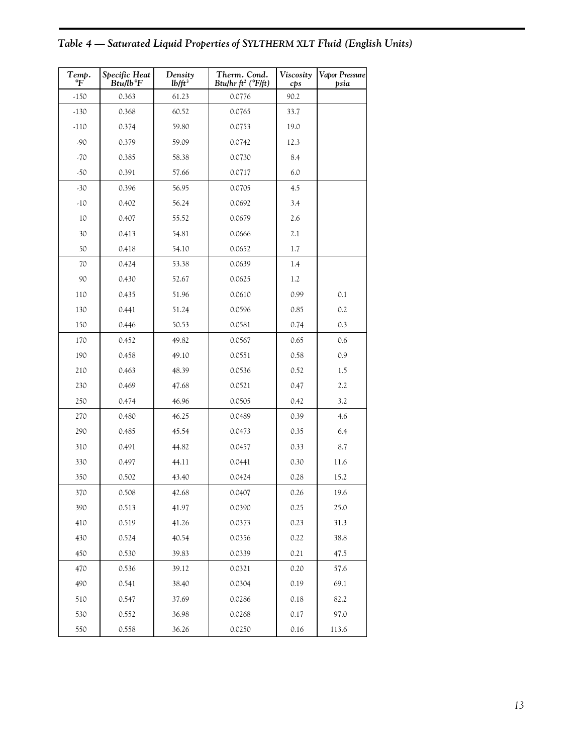*Table 4 — Saturated Liquid Properties of SYLTHERM XLT Fluid (English Units)*

| Temp. °F | Specific Heat Btu/lb°F | Density $lb/ft^3$ | Therm. Cond. Btu/hr $ft^2$ (°F/ft) | Viscosity cps | Vapor Pressure psia |
|---|---|---|---|---|---|
| -150 | 0.363 | 61.23 | 0.0776 | 90.2 | |
| -130 | 0.368 | 60.52 | 0.0765 | 33.7 | |
| -110 | 0.374 | 59.80 | 0.0753 | 19.0 | |
| -90 | 0.379 | 59.09 | 0.0742 | 12.3 | |
| -70 | 0.385 | 58.38 | 0.0730 | 8.4 | |
| -50 | 0.391 | 57.66 | 0.0717 | 6.0 | |
| -30 | 0.396 | 56.95 | 0.0705 | 4.5 | |
| -10 | 0.402 | 56.24 | 0.0692 | 3.4 | |
| 10 | 0.407 | 55.52 | 0.0679 | 2.6 | |
| 30 | 0.413 | 54.81 | 0.0666 | 2.1 | |
| 50 | 0.418 | 54.10 | 0.0652 | 1.7 | |
| 70 | 0.424 | 53.38 | 0.0639 | 1.4 | |
| 90 | 0.430 | 52.67 | 0.0625 | 1.2 | |
| 110 | 0.435 | 51.96 | 0.0610 | 0.99 | 0.1 |
| 130 | 0.441 | 51.24 | 0.0596 | 0.85 | 0.2 |
| 150 | 0.446 | 50.53 | 0.0581 | 0.74 | 0.3 |
| 170 | 0.452 | 49.82 | 0.0567 | 0.65 | 0.6 |
| 190 | 0.458 | 49.10 | 0.0551 | 0.58 | 0.9 |
| 210 | 0.463 | 48.39 | 0.0536 | 0.52 | 1.5 |
| 230 | 0.469 | 47.68 | 0.0521 | 0.47 | 2.2 |
| 250 | 0.474 | 46.96 | 0.0505 | 0.42 | 3.2 |
| 270 | 0.480 | 46.25 | 0.0489 | 0.39 | 4.6 |
| 290 | 0.485 | 45.54 | 0.0473 | 0.35 | 6.4 |
| 310 | 0.491 | 44.82 | 0.0457 | 0.33 | 8.7 |
| 330 | 0.497 | 44.11 | 0.0441 | 0.30 | 11.6 |
| 350 | 0.502 | 43.40 | 0.0424 | 0.28 | 15.2 |
| 370 | 0.508 | 42.68 | 0.0407 | 0.26 | 19.6 |
| 390 | 0.513 | 41.97 | 0.0390 | 0.25 | 25.0 |
| 410 | 0.519 | 41.26 | 0.0373 | 0.23 | 31.3 |
| 430 | 0.524 | 40.54 | 0.0356 | 0.22 | 38.8 |
| 450 | 0.530 | 39.83 | 0.0339 | 0.21 | 47.5 |
| 470 | 0.536 | 39.12 | 0.0321 | 0.20 | 57.6 |
| 490 | 0.541 | 38.40 | 0.0304 | 0.19 | 69.1 |
| 510 | 0.547 | 37.69 | 0.0286 | 0.18 | 82.2 |
| 530 | 0.552 | 36.98 | 0.0268 | 0.17 | 97.0 |
| 550 | 0.558 | 36.26 | 0.0250 | 0.16 | 113.6 |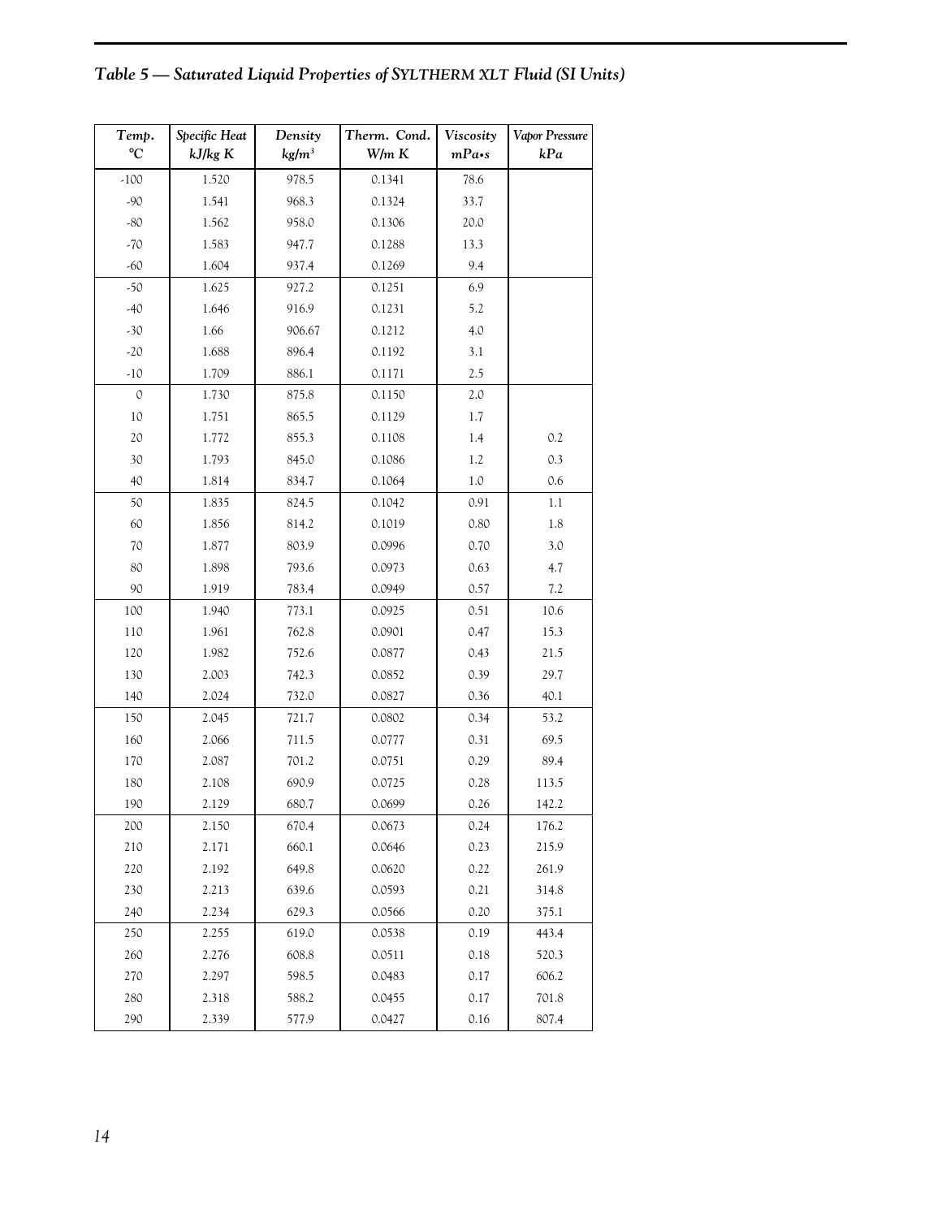### *Table 5 — Saturated Liquid Properties of SYLTHERM XLT Fluid (SI Units)*

| Temp. °C | Specific Heat kJ/kg K | Density kg/m³ | Therm. Cond. W/m K | Viscosity mPa•s | Vapor Pressure kPa |
|---|---|---|---|---|---|
| -100 | 1.520 | 978.5 | 0.1341 | 78.6 | |
| -90 | 1.541 | 968.3 | 0.1324 | 33.7 | |
| -80 | 1.562 | 958.0 | 0.1306 | 20.0 | |
| -70 | 1.583 | 947.7 | 0.1288 | 13.3 | |
| -60 | 1.604 | 937.4 | 0.1269 | 9.4 | |
| -50 | 1.625 | 927.2 | 0.1251 | 6.9 | |
| -40 | 1.646 | 916.9 | 0.1231 | 5.2 | |
| -30 | 1.66 | 906.67 | 0.1212 | 4.0 | |
| -20 | 1.688 | 896.4 | 0.1192 | 3.1 | |
| -10 | 1.709 | 886.1 | 0.1171 | 2.5 | |
| 0 | 1.730 | 875.8 | 0.1150 | 2.0 | |
| 10 | 1.751 | 865.5 | 0.1129 | 1.7 | |
| 20 | 1.772 | 855.3 | 0.1108 | 1.4 | 0.2 |
| 30 | 1.793 | 845.0 | 0.1086 | 1.2 | 0.3 |
| 40 | 1.814 | 834.7 | 0.1064 | 1.0 | 0.6 |
| 50 | 1.835 | 824.5 | 0.1042 | 0.91 | 1.1 |
| 60 | 1.856 | 814.2 | 0.1019 | 0.80 | 1.8 |
| 70 | 1.877 | 803.9 | 0.0996 | 0.70 | 3.0 |
| 80 | 1.898 | 793.6 | 0.0973 | 0.63 | 4.7 |
| 90 | 1.919 | 783.4 | 0.0949 | 0.57 | 7.2 |
| 100 | 1.940 | 773.1 | 0.0925 | 0.51 | 10.6 |
| 110 | 1.961 | 762.8 | 0.0901 | 0.47 | 15.3 |
| 120 | 1.982 | 752.6 | 0.0877 | 0.43 | 21.5 |
| 130 | 2.003 | 742.3 | 0.0852 | 0.39 | 29.7 |
| 140 | 2.024 | 732.0 | 0.0827 | 0.36 | 40.1 |
| 150 | 2.045 | 721.7 | 0.0802 | 0.34 | 53.2 |
| 160 | 2.066 | 711.5 | 0.0777 | 0.31 | 69.5 |
| 170 | 2.087 | 701.2 | 0.0751 | 0.29 | 89.4 |
| 180 | 2.108 | 690.9 | 0.0725 | 0.28 | 113.5 |
| 190 | 2.129 | 680.7 | 0.0699 | 0.26 | 142.2 |
| 200 | 2.150 | 670.4 | 0.0673 | 0.24 | 176.2 |
| 210 | 2.171 | 660.1 | 0.0646 | 0.23 | 215.9 |
| 220 | 2.192 | 649.8 | 0.0620 | 0.22 | 261.9 |
| 230 | 2.213 | 639.6 | 0.0593 | 0.21 | 314.8 |
| 240 | 2.234 | 629.3 | 0.0566 | 0.20 | 375.1 |
| 250 | 2.255 | 619.0 | 0.0538 | 0.19 | 443.4 |
| 260 | 2.276 | 608.8 | 0.0511 | 0.18 | 520.3 |
| 270 | 2.297 | 598.5 | 0.0483 | 0.17 | 606.2 |
| 280 | 2.318 | 588.2 | 0.0455 | 0.17 | 701.8 |
| 290 | 2.339 | 577.9 | 0.0427 | 0.16 | 807.4 |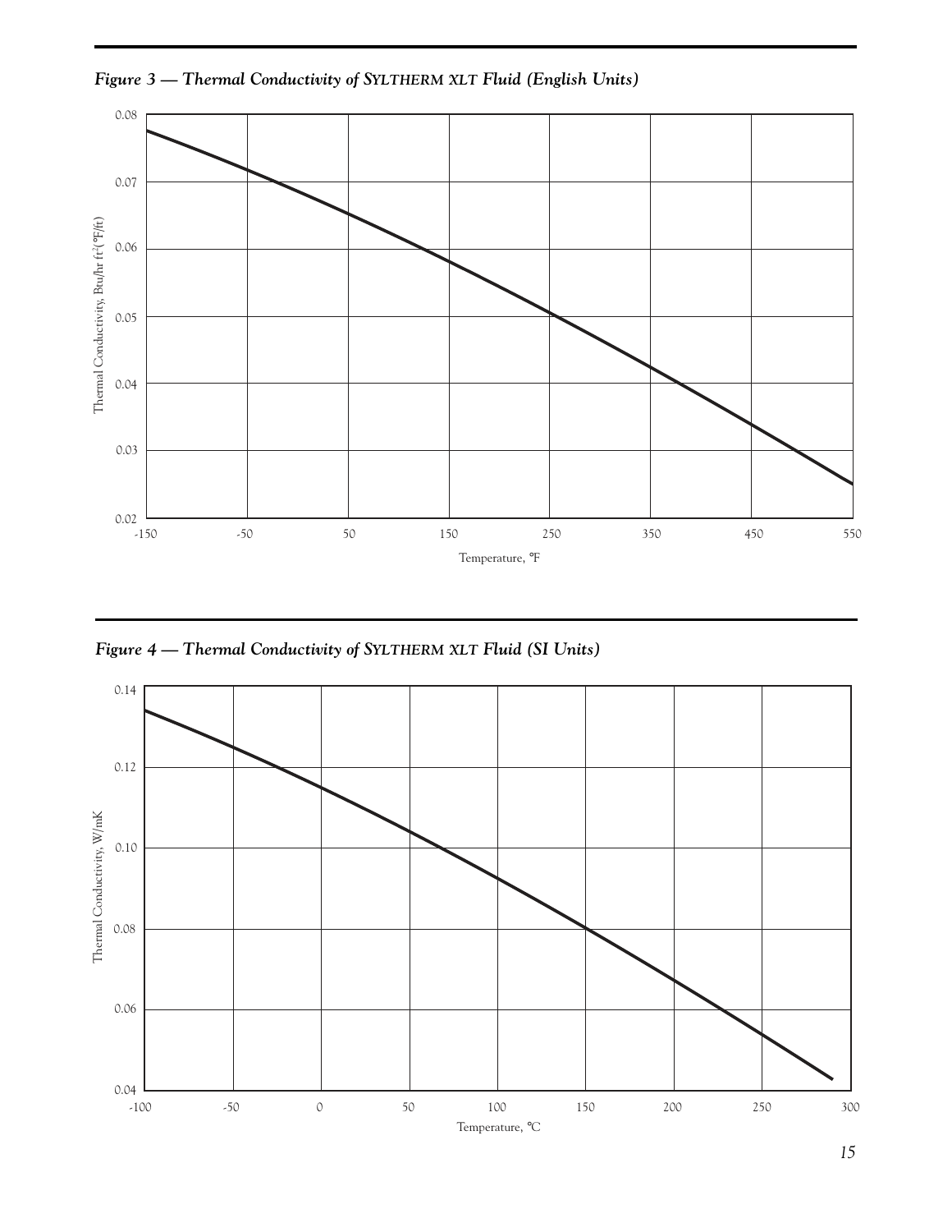*Figure 3 — Thermal Conductivity of SYLTHERM XLT Fluid (English Units)*

Thermal Conductivity, Btu/hr ft²(°F/ft)

0.08
0.07
0.06
0.05
0.04
0.03
0.02

-150
-50
50
150
250
350
450
550

Temperature, °F

*Figure 4 — Thermal Conductivity of SYLTHERM XLT Fluid (SI Units)*

Thermal Conductivity, W/mK

0.14
0.12
0.10
0.08
0.06
0.04

-100
-50
0
50
100
150
200
250
300

Temperature, °C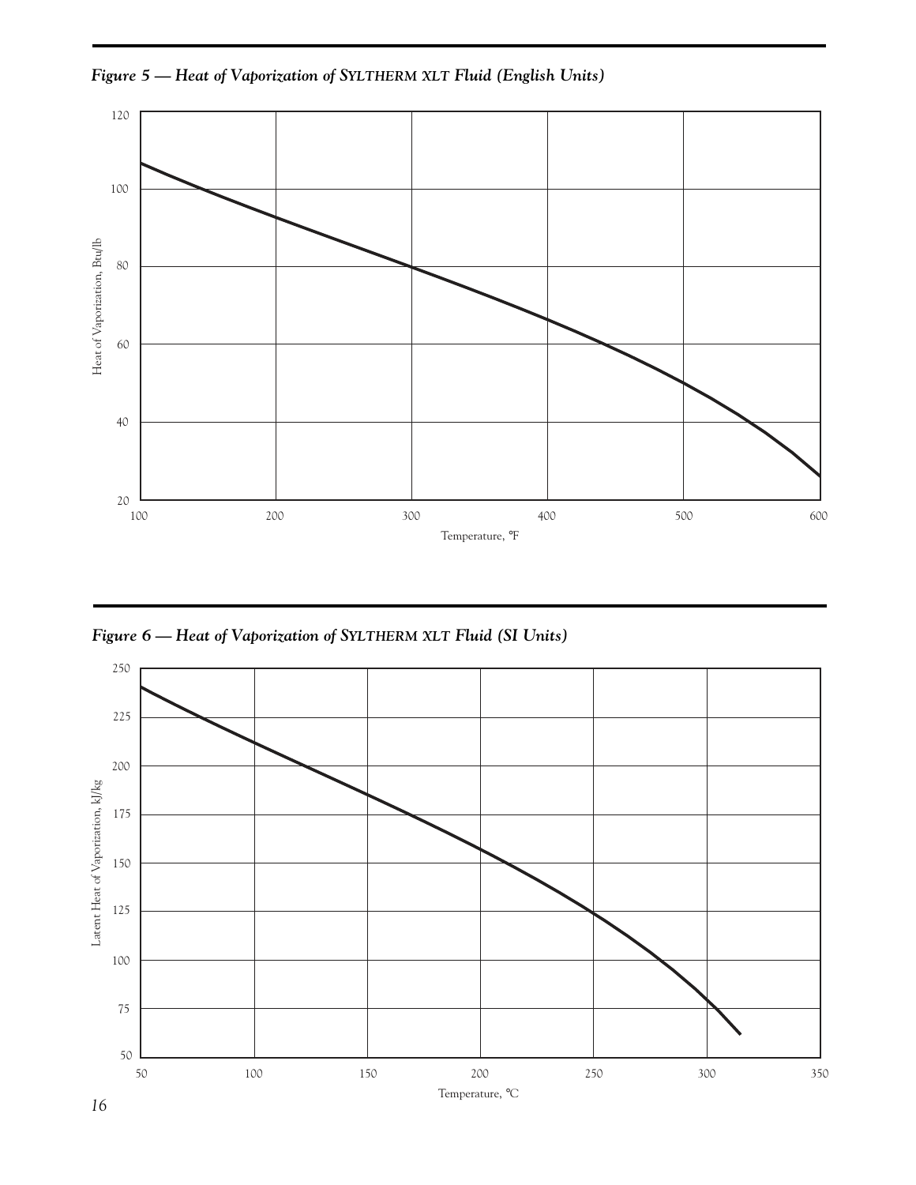*Figure 5 — Heat of Vaporization of SYLTHERM XLT Fluid (English Units)*

Heat of Vaporization, Btu/lb

120
100
80
60
40
20

100 200 300 400 500 600

Temperature, °F

*Figure 6 — Heat of Vaporization of SYLTHERM XLT Fluid (SI Units)*

Latent Heat of Vaporization, kJ/kg

250
225
200
175
150
125
100
75
50

50 100 150 200 250 300 350

Temperature, °C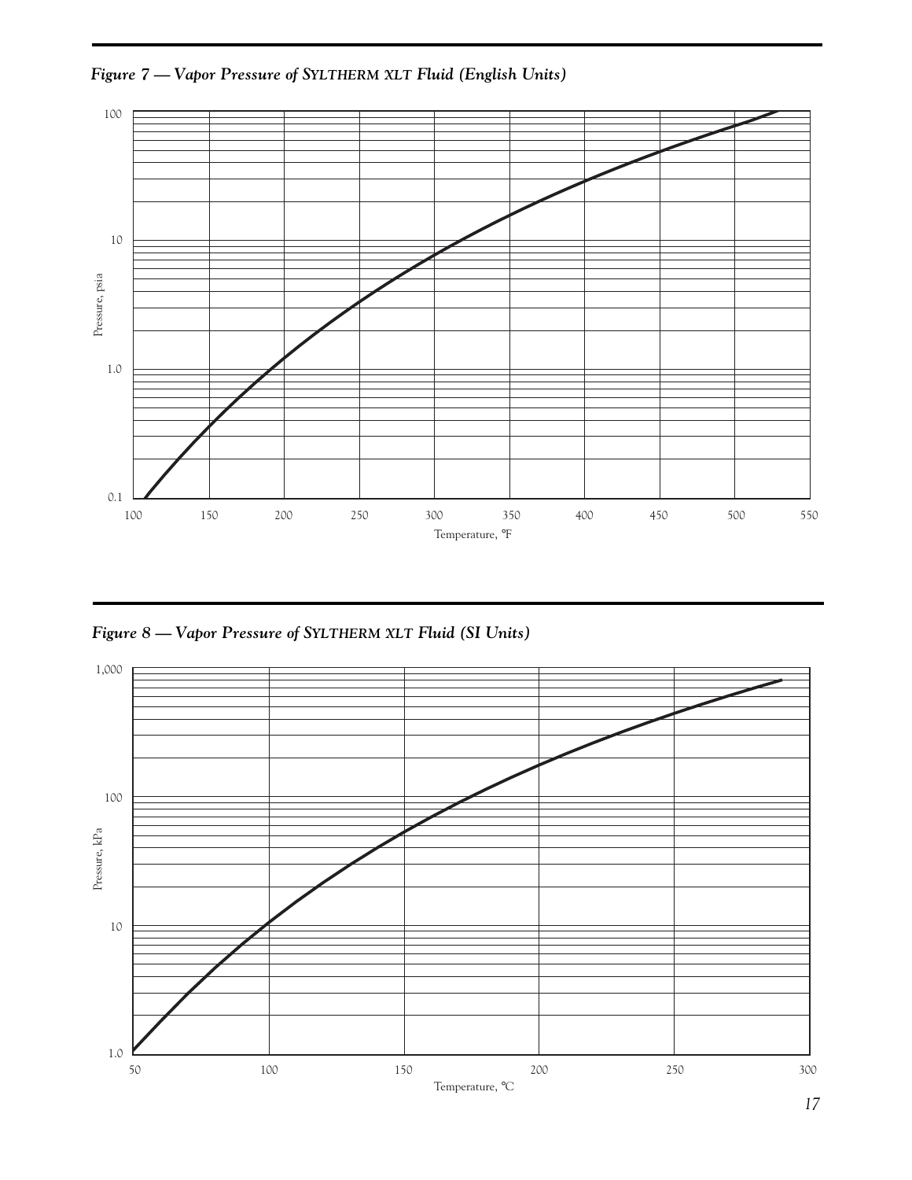*Figure 7 — Vapor Pressure of SYLTHERM XLT Fluid (English Units)*

100

10

1.0

0.1

Pressure, psia

100 150 200 250 300 350 400 450 500 550

Temperature, °F

*Figure 8 — Vapor Pressure of SYLTHERM XLT Fluid (SI Units)*

1,000

100

10

1.0

Pressure, kPa

50 100 150 200 250 300

Temperature, °C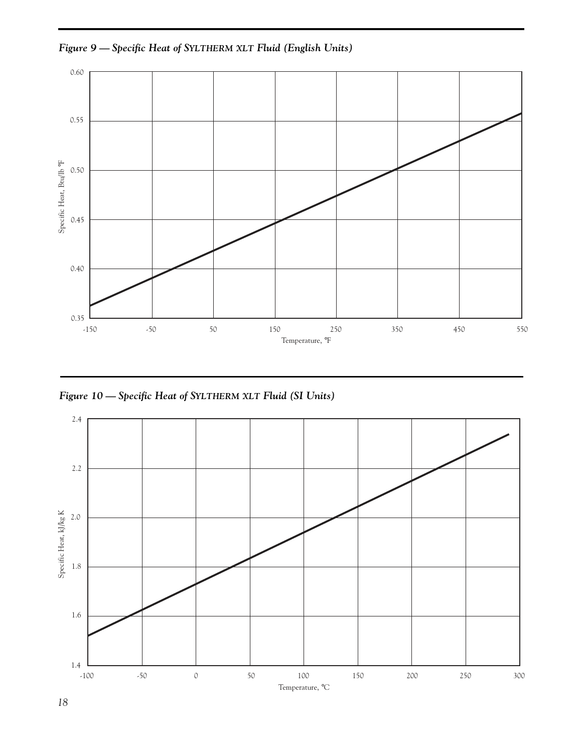*Figure 9 — Specific Heat of SYLTHERM XLT Fluid (English Units)*

0.60
0.55
0.50
0.45
0.40
0.35

Specific Heat, Btu/lb °F

-150
-50
50
150
250
350
450
550

Temperature, °F

*Figure 10 — Specific Heat of SYLTHERM XLT Fluid (SI Units)*

2.4
2.2
2.0
1.8
1.6
1.4

Specific Heat, kJ/kg K

-100
-50
0
50
100
150
200
250
300

Temperature, °C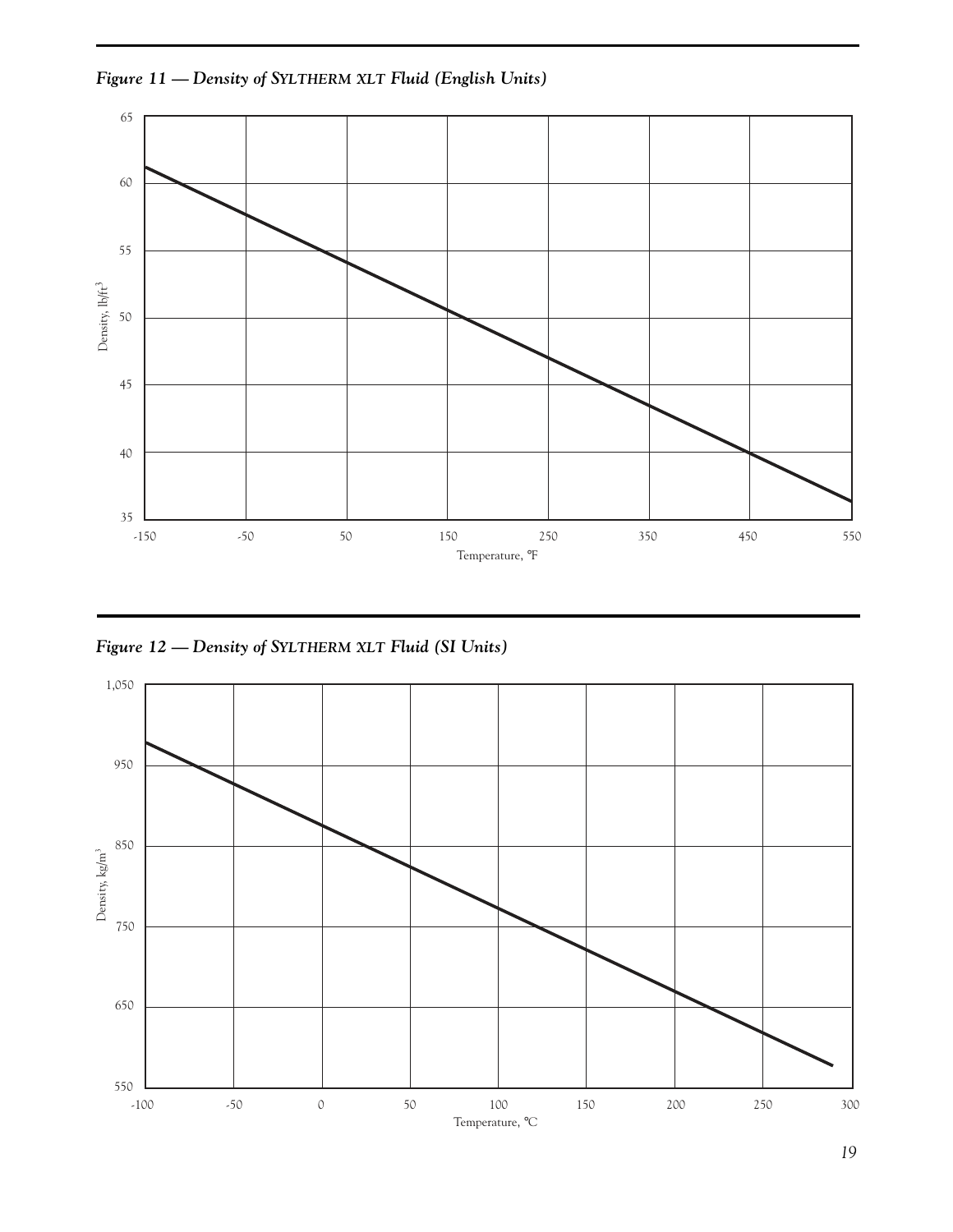*Figure 11 — Density of SYLTHERM XLT Fluid (English Units)*

Density, lb/ft$^3$

65
60
55
50
45
40
35

-150 -50 50 150 250 350 450 550

Temperature, °F

*Figure 12 — Density of SYLTHERM XLT Fluid (SI Units)*

Density, kg/m$^3$

1,050
950
850
750
650
550

-100 -50 0 50 100 150 200 250 300

Temperature, °C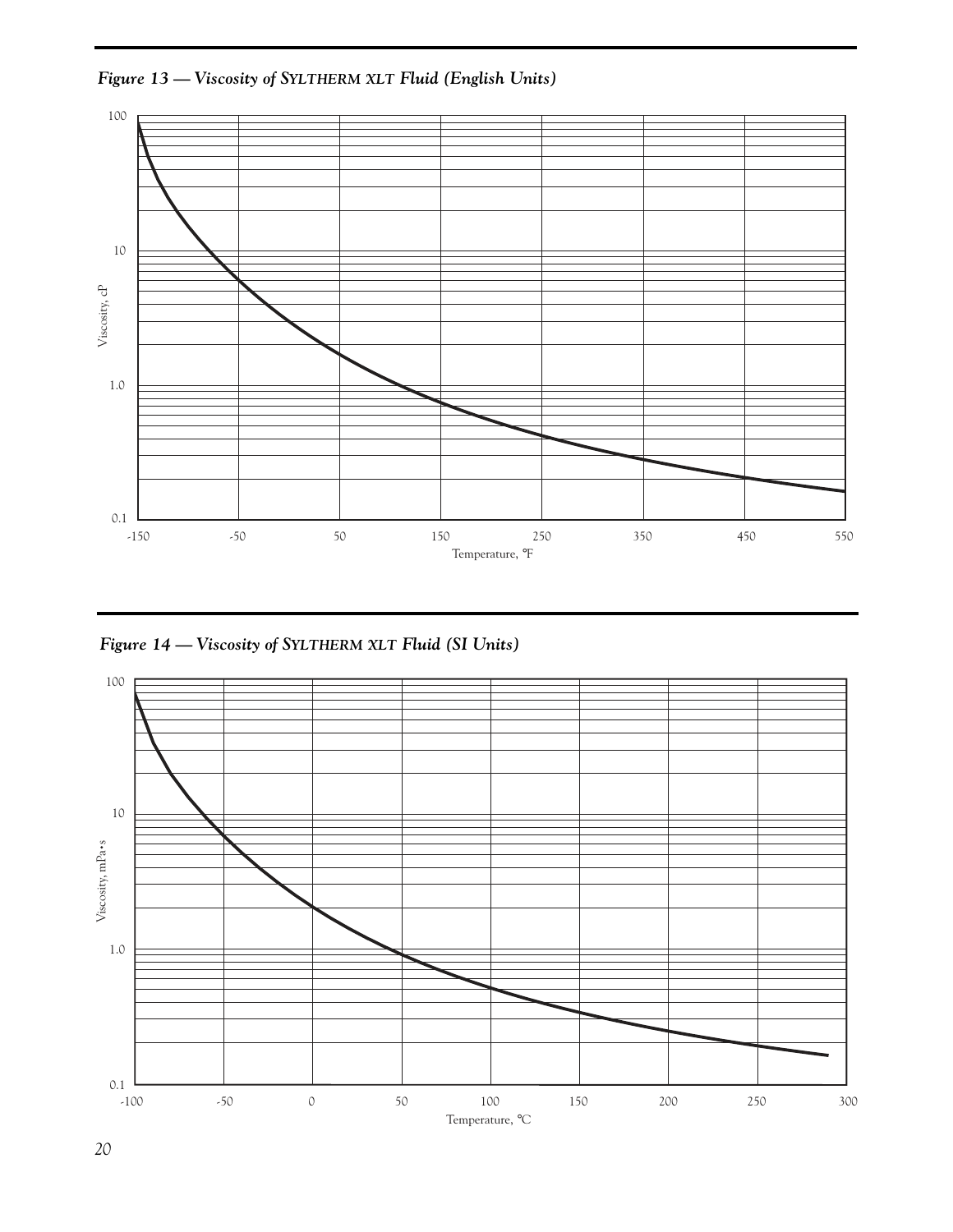*Figure 13 — Viscosity of SYLTHERM XLT Fluid (English Units)*

100

10

1.0

0.1

Viscosity, cP

-150 -50 50 150 250 350 450 550

Temperature, °F

*Figure 14 — Viscosity of SYLTHERM XLT Fluid (SI Units)*

100

10

1.0

0.1

Viscosity, mPa•s

-100 -50 0 50 100 150 200 250 300

Temperature, °C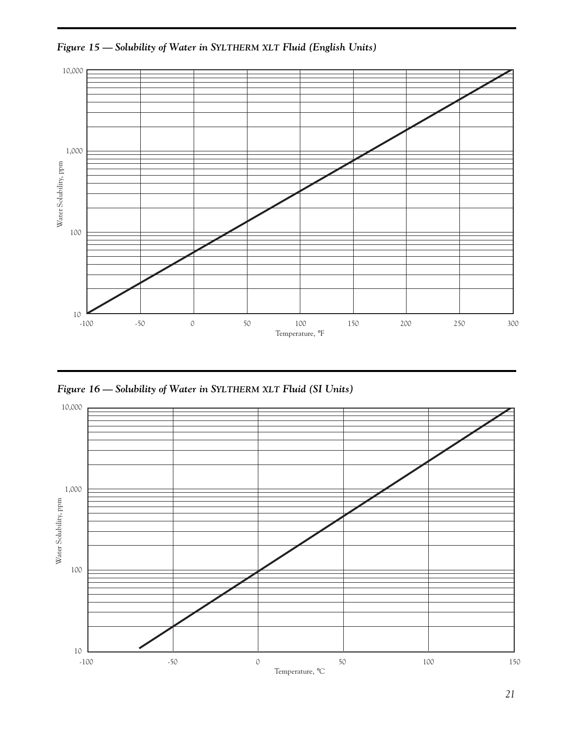*Figure 15 — Solubility of Water in SYLTHERM XLT Fluid (English Units)*

10,000
1,000
100
10
Water Solubility, ppm
-100
-50
0
50
100
150
200
250
300
Temperature, °F

*Figure 16 — Solubility of Water in SYLTHERM XLT Fluid (SI Units)*

10,000
1,000
100
10
Water Solubility, ppm
-100
-50
0
50
100
150
Temperature, °C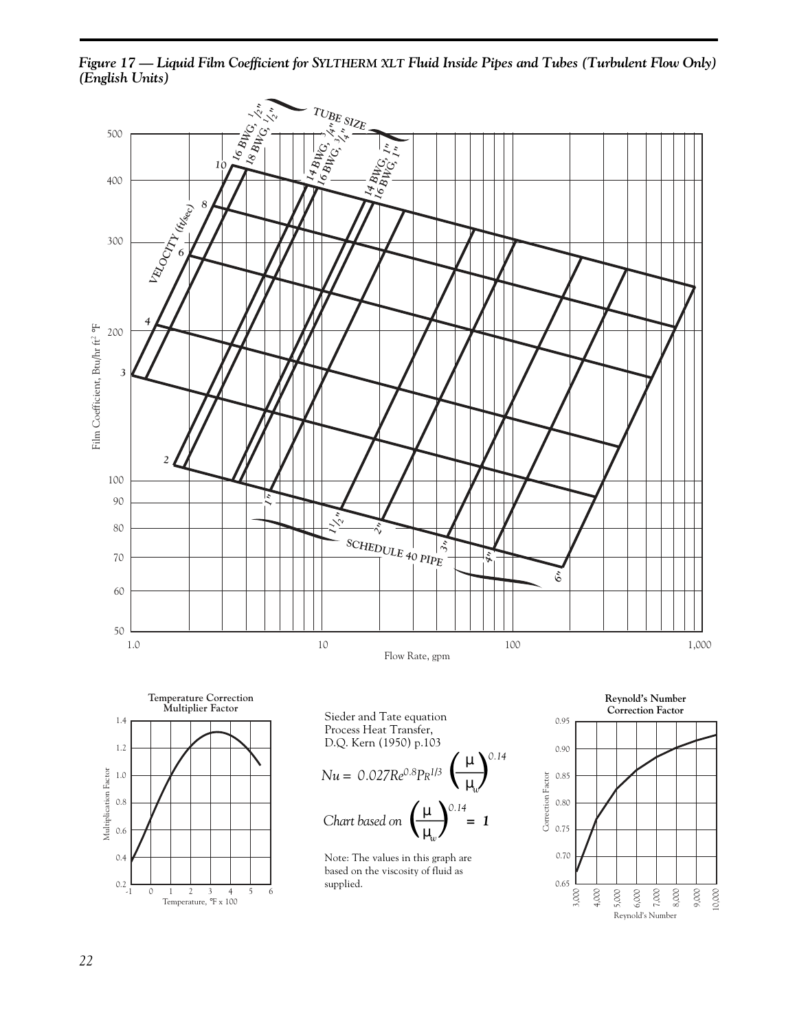*Figure 17 — Liquid Film Coefficient for SYLTHERM XLT Fluid Inside Pipes and Tubes (Turbulent Flow Only) (English Units)*

TUBE SIZE

16 BWG, 1/2"
18 BWG, 1/2"
14 BWG, 3/4"
16 BWG, 3/4"
14 BWG, 1"
16 BWG, 1"

VELOCITY (ft/sec)
10
8
6
4
3
2

SCHEDULE 40 PIPE
1"
1 1/2"
2"
3"
4"
6"

Film Coefficient, Btu/hr ft² °F

500
400
300
200
100
90
80
70
60
50

Flow Rate, gpm

1.0
10
100
1,000

**Temperature Correction Multiplier Factor**

Multiplication Factor

1.4
1.2
1.0
0.8
0.6
0.4
0.2

Temperature, °F x 100

-1
0
1
2
3
4
5
6

Sieder and Tate equation
Process Heat Transfer,
D.Q. Kern (1950) p.103

$$Nu = 0.027 Re^{0.8} Pr^{1/3} \left( \frac{\mu}{\mu_w} \right)^{0.14}$$

$$\text{Chart based on } \left( \frac{\mu}{\mu_w} \right)^{0.14} = 1$$

Note: The values in this graph are based on the viscosity of fluid as supplied.

**Reynold's Number Correction Factor**

Correction Factor

0.95
0.90
0.85
0.80
0.75
0.70
0.65

Reynold's Number

3,000
4,000
5,000
6,000
7,000
8,000
9,000
10,000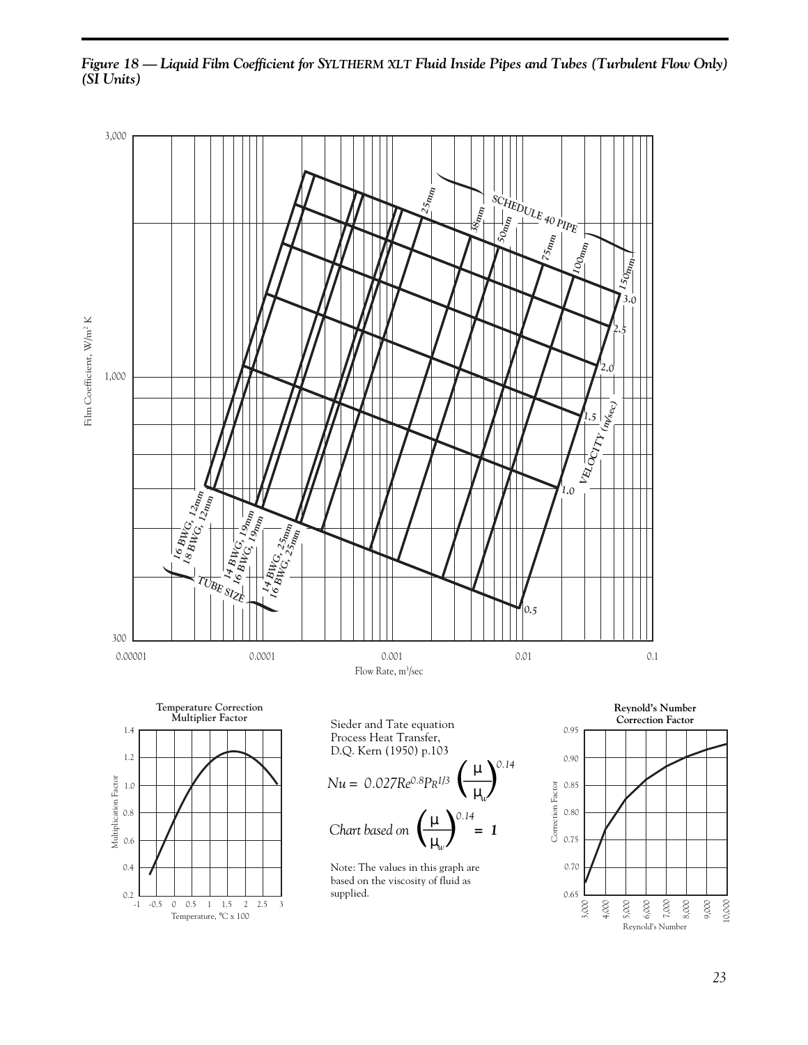*Figure 18 — Liquid Film Coefficient for SYLTHERM XLT Fluid Inside Pipes and Tubes (Turbulent Flow Only) (SI Units)*

Film Coefficient, W/m² K

3,000

1,000

300

0.00001

0.0001

0.001

0.01

0.1

Flow Rate, m³/sec

SCHEDULE 40 PIPE

25mm

38mm

50mm

75mm

100mm

150mm

VELOCITY (m/sec)

3.0

2.5

2.0

1.5

1.0

0.5

TUBE SIZE

16 BWG, 12mm

18 BWG, 12mm

14 BWG, 19mm

16 BWG, 19mm

14 BWG, 25mm

16 BWG, 25mm

**Temperature Correction Multiplier Factor**

Multiplication Factor

1.4

1.2

1.0

0.8

0.6

0.4

0.2

-1 -0.5 0 0.5 1 1.5 2 2.5 3

Temperature, °C x 100

Sieder and Tate equation
Process Heat Transfer,
D.Q. Kern (1950) p.103

$$Nu = 0.027Re^{0.8}Pr^{1/3}\left(\frac{\mu}{\mu_w}\right)^{0.14}$$

*Chart based on* $\left(\frac{\mu}{\mu_w}\right)^{0.14} = 1$

Note: The values in this graph are based on the viscosity of fluid as supplied.

**Reynold's Number Correction Factor**

Correction Factor

0.95

0.90

0.85

0.80

0.75

0.70

0.65

3,000 4,000 5,000 6,000 7,000 8,000 9,000 10,000

Reynold's Number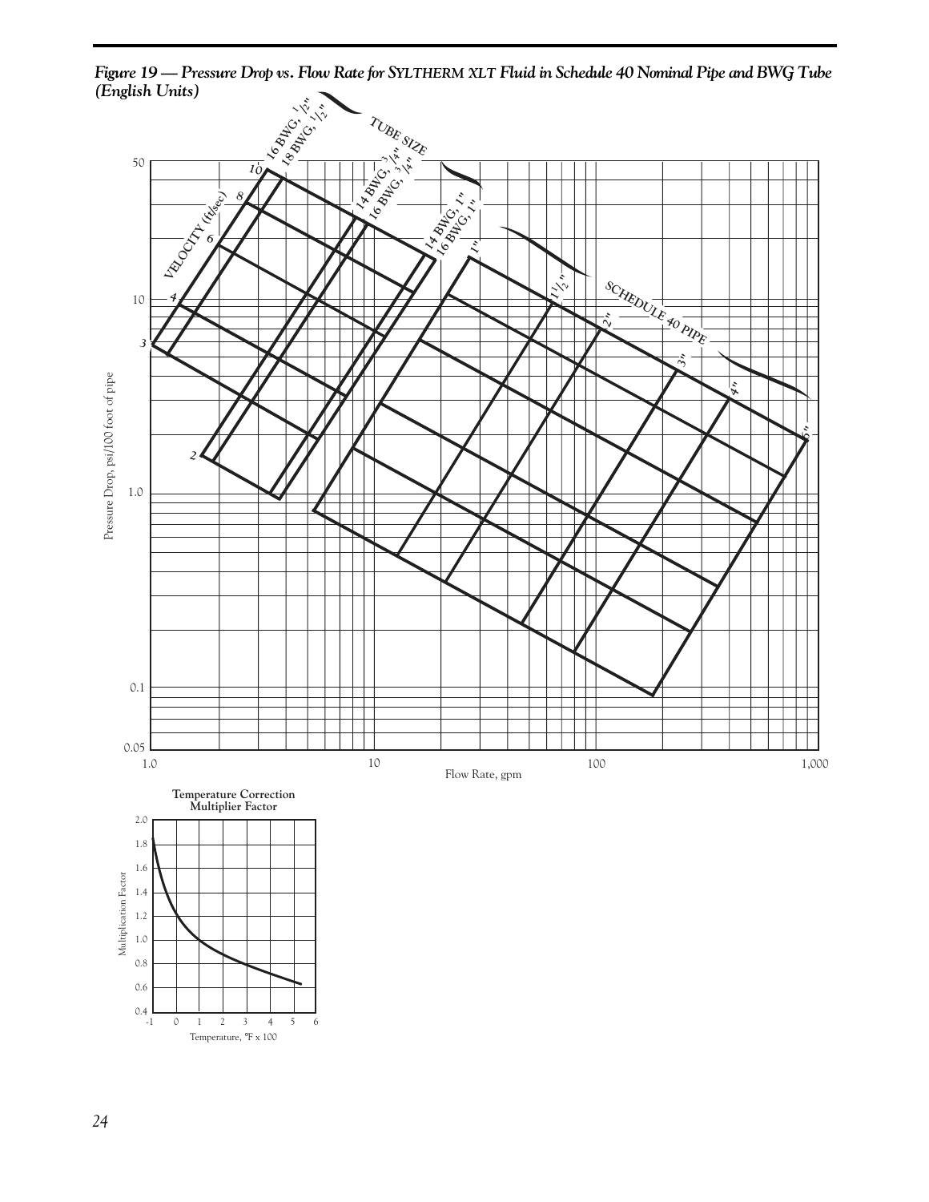*Figure 19 — Pressure Drop vs. Flow Rate for SYLTHERM XLT Fluid in Schedule 40 Nominal Pipe and BWG Tube (English Units)*

TUBE SIZE

16 BWG, 1/2"
18 BWG, 1/2"
14 BWG, 3/4"
16 BWG, 3/4"
14 BWG, 1"
16 BWG, 1"

VELOCITY (ft/sec)

10
8
6
4
3
2

SCHEDULE 40 PIPE

1"
1 1/2"
2"
3"
4"
6"

Pressure Drop, psi/100 foot of pipe

50
10
1.0
0.1
0.05

1.0
10
100
1,000

Flow Rate, gpm

**Temperature Correction Multiplier Factor**

Multiplication Factor

2.0
1.8
1.6
1.4
1.2
1.0
0.8
0.6
0.4

-1
0
1
2
3
4
5
6

Temperature, °F x 100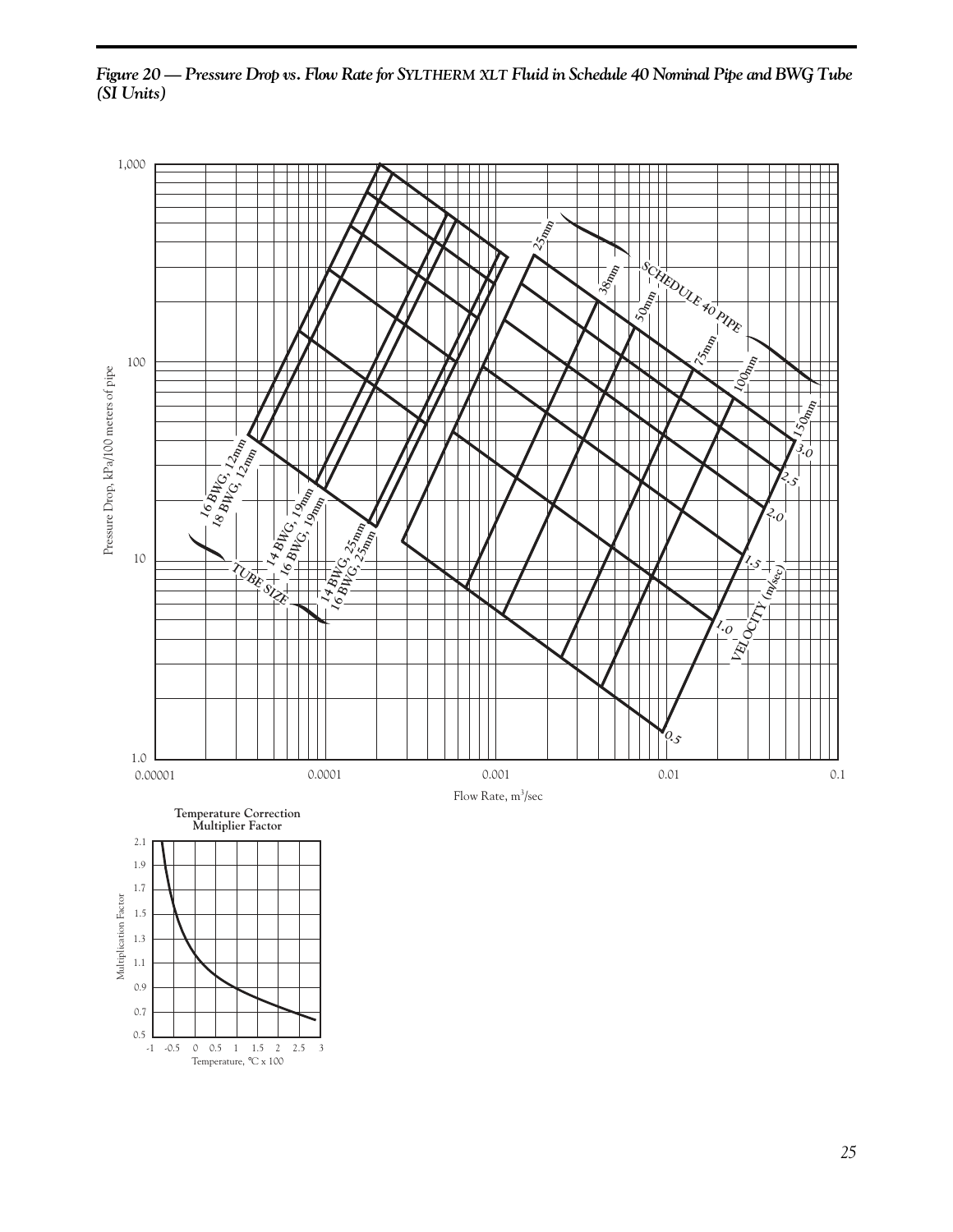*Figure 20 — Pressure Drop vs. Flow Rate for SYLTHERM XLT Fluid in Schedule 40 Nominal Pipe and BWG Tube (SI Units)*

Pressure Drop, kPa/100 meters of pipe

1,000

100

10

1.0

0.00001

0.0001

0.001

0.01

0.1

Flow Rate, $m^3$/sec

16 BWG, 12mm

18 BWG, 12mm

14 BWG, 19mm

16 BWG, 19mm

14 BWG, 25mm

16 BWG, 25mm

TUBE SIZE

25mm

38mm

50mm

75mm

100mm

150mm

SCHEDULE 40 PIPE

3.0

2.5

2.0

1.5

1.0

0.5

VELOCITY (m/sec)

**Temperature Correction Multiplier Factor**

Multiplication Factor

2.1

1.9

1.7

1.5

1.3

1.1

0.9

0.7

0.5

-1 -0.5 0 0.5 1 1.5 2 2.5 3

Temperature, °C x 100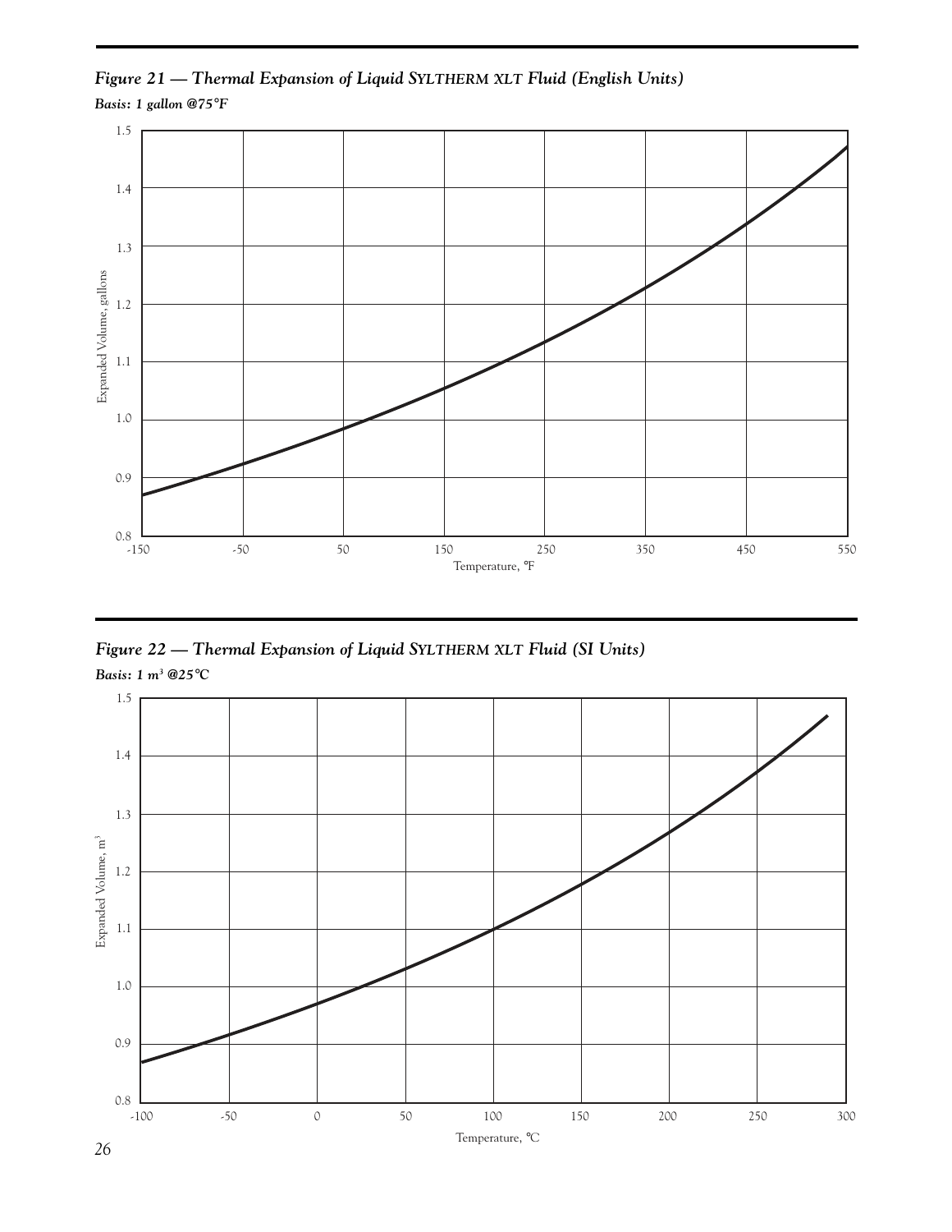*Figure 21 — Thermal Expansion of Liquid SYLTHERM XLT Fluid (English Units)*

*Basis: 1 gallon @75°F*

Expanded Volume, gallons

1.5
1.4
1.3
1.2
1.1
1.0
0.9
0.8

-150 -50 50 150 250 350 450 550

Temperature, °F

*Figure 22 — Thermal Expansion of Liquid SYLTHERM XLT Fluid (SI Units)*

*Basis: 1 $m^3$ @25°C*

Expanded Volume, $m^3$

1.5
1.4
1.3
1.2
1.1
1.0
0.9
0.8

-100 -50 0 50 100 150 200 250 300

Temperature, °C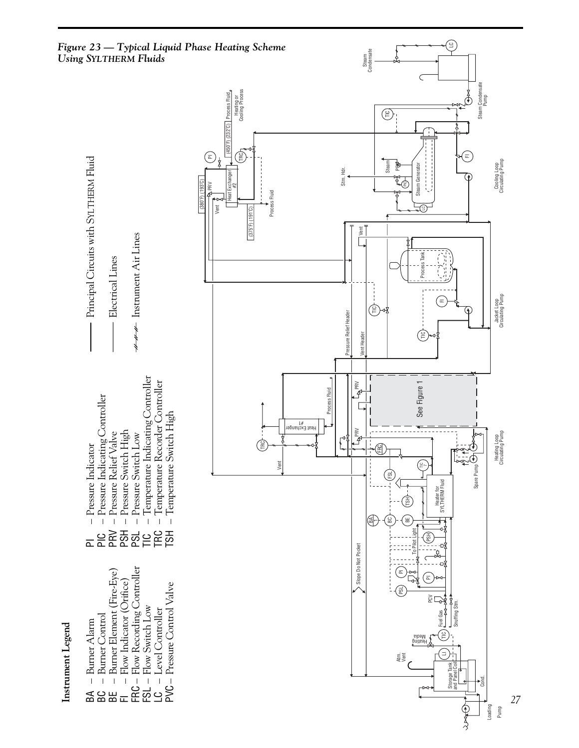*Figure 23 — Typical Liquid Phase Heating Scheme Using SYLTHERM Fluids*

**Instrument Legend**

- BA – Burner Alarm
- BC – Burner Control
- BE – Burner Element (Fire-Eye)
- FI – Flow Indicator (Orifice)
- FRC – Flow Recording Controller
- FSL – Flow Switch Low
- LC – Level Controller
- PVC – Pressure Control Valve
- PI – Pressure Indicator
- PIC – Pressure Indicating Controller
- PRV – Pressure Relief Valve
- PSH – Pressure Switch High
- PSL – Pressure Switch Low
- TIC – Temperature Indicating Controller
- TRC – Temperature Recorder Controller
- TSH – Temperature Switch High

Principal Circuits with SYLTHERM Fluid

Electrical Lines

Instrument Air Lines

Steam Condensate

Steam Condensate Pump

Process Fluid Heating or Cooling Process

(450°F) (232°C)

(380°F) (193°C)

(375°F) (191°C)

Heat Exchanger #2

Process Fluid

Vent

Stm. Hdr.

Steam

Steam Generator

Cooling Loop Circulating Pump

Process Tank

Jacket Loop Circulating Pump

Pressure Relief Header

Vent Header

Heat Exchanger #1

Process Fluid

See Figure 1

Heating Loop Circulating Pump

Spare Pump

Heater for SYLTHERM Fluid

To Pilot Light

Slope Do Not Pocket

PCV

Fuel Gas

Snuffing Stm.

Heating Media

Atm. Vent

Storage Tank and Panel Coil

Cond.

Loading Pump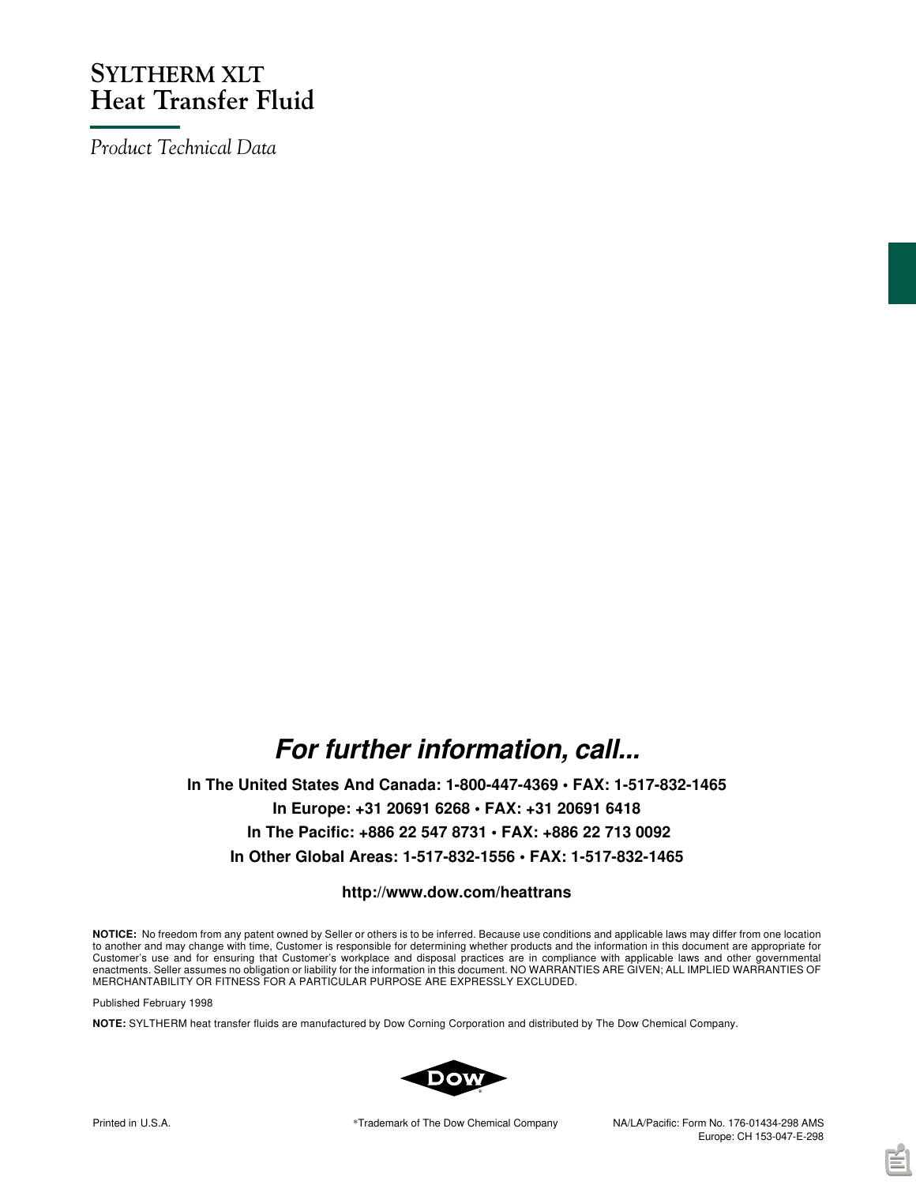# SYLTHERM XLT Heat Transfer Fluid

*Product Technical Data*

## *For further information, call...*

**In The United States And Canada: 1-800-447-4369 • FAX: 1-517-832-1465**

**In Europe: +31 20691 6268 • FAX: +31 20691 6418**

**In The Pacific: +886 22 547 8731 • FAX: +886 22 713 0092**

**In Other Global Areas: 1-517-832-1556 • FAX: 1-517-832-1465**

**http://www.dow.com/heattrans**

**NOTICE:** No freedom from any patent owned by Seller or others is to be inferred. Because use conditions and applicable laws may differ from one location to another and may change with time, Customer is responsible for determining whether products and the information in this document are appropriate for Customer's use and for ensuring that Customer's workplace and disposal practices are in compliance with applicable laws and other governmental enactments. Seller assumes no obligation or liability for the information in this document. NO WARRANTIES ARE GIVEN; ALL IMPLIED WARRANTIES OF MERCHANTABILITY OR FITNESS FOR A PARTICULAR PURPOSE ARE EXPRESSLY EXCLUDED.

Published February 1998

**NOTE:** SYLTHERM heat transfer fluids are manufactured by Dow Corning Corporation and distributed by The Dow Chemical Company.

DOW

Printed in U.S.A. ®Trademark of The Dow Chemical Company NA/LA/Pacific: Form No. 176-01434-298 AMS
Europe: CH 153-047-E-298